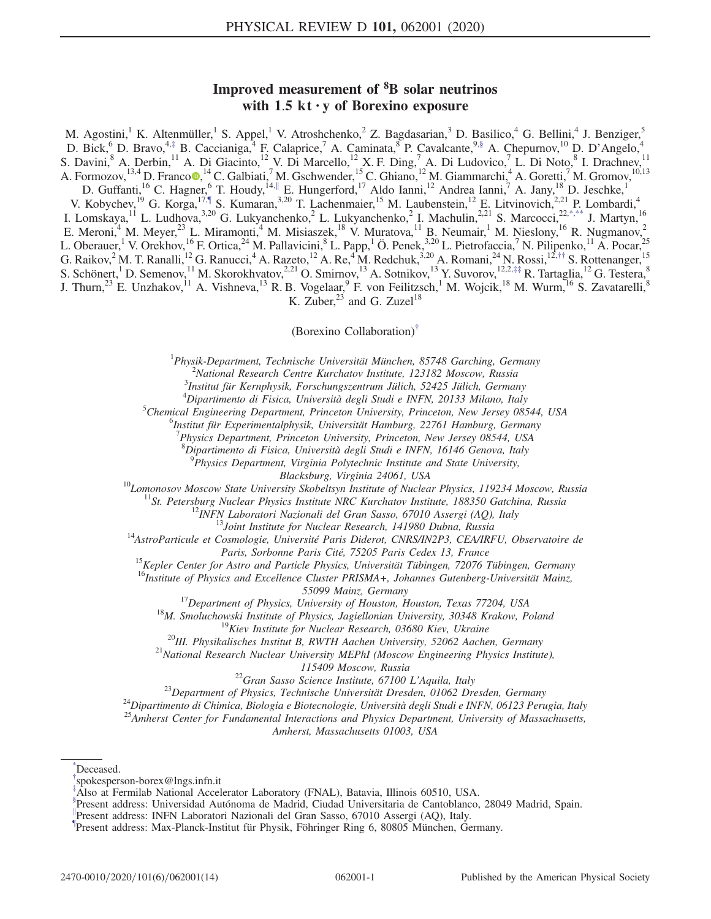# Improved measurement of $^8$B solar neutrinos with 1.5 kt · y of Borexino exposure

M. Agostini,[1] K. Altenmüller,[1] S. Appel,[1] V. Atroshchenko,[2] Z. Bagdasarian,[3] D. Basilico,[4] G. Bellini,[4] J. Benziger,[5] D. Bick,[6] D. Bravo,[4,‡] B. Caccianiga,[4] F. Calaprice,[7] A. Caminata,[8] P. Cavalcante,[9,§] A. Chepurnov,[10] D. D'Angelo,[4] S. Davini,[8] A. Derbin,[11] A. Di Giacinto,[12] V. Di Marcello,[12] X. F. Ding,[7] A. Di Ludovico,[7] L. Di Noto,[8] I. Drachnev,[11] A. Formozov,[13,4] D. Franco,[14] C. Galbiati,[7] M. Gschwender,[15] C. Ghiano,[12] M. Giammarchi,[4] A. Goretti,[7] M. Gromov,[10,13] D. Guffanti,[16] C. Hagner,[6] T. Houdy,[14,‖] E. Hungerford,[17] Aldo Ianni,[12] Andrea Ianni,[7] A. Jany,[18] D. Jeschke,[1] V. Kobychev,[19] G. Korga,[17,¶] S. Kumaran,[3,20] T. Lachenmaier,[15] M. Laubenstein,[12] E. Litvinovich,[2,21] P. Lombardi,[4] I. Lomskaya,[11] L. Ludhova,[3,20] G. Lukyanchenko,[2] L. Lukyanchenko,[2] I. Machulin,[2,21] S. Marcocci,[22,*,**] J. Martyn,[16] E. Meroni,[4] M. Meyer,[23] L. Miramonti,[4] M. Misiaszek,[18] V. Muratova,[11] B. Neumair,[1] M. Nieslony,[16] R. Nugmanov,[2] L. Oberauer,[1] V. Orekhov,[16] F. Ortica,[24] M. Pallavicini,[8] L. Papp,[1] Ö. Penek,[3,20] L. Pietrofaccia,[7] N. Pilipenko,[11] A. Pocar,[25] G. Raikov,[2] M. T. Ranalli,[12] G. Ranucci,[4] A. Razeto,[12] A. Re,[4] M. Redchuk,[3,20] A. Romani,[24] N. Rossi,[12,††] S. Rottenanger,[15] S. Schönert,[1] D. Semenov,[11] M. Skorokhvatov,[2,21] O. Smirnov,[13] A. Sotnikov,[13] Y. Suvorov,[12,2,‡‡] R. Tartaglia,[12] G. Testera,[8] J. Thurn,[23] E. Unzhakov,[11] A. Vishneva,[13] R. B. Vogelaar,[9] F. von Feilitzsch,[1] M. Wojcik,[18] M. Wurm,[16] S. Zavatarelli,[8] K. Zuber,[23] and G. Zuzel[18]

(Borexino Collaboration)[†]

[1] *Physik-Department, Technische Universität München, 85748 Garching, Germany*
[2] *National Research Centre Kurchatov Institute, 123182 Moscow, Russia*
[3] *Institut für Kernphysik, Forschungszentrum Jülich, 52425 Jülich, Germany*
[4] *Dipartimento di Fisica, Università degli Studi e INFN, 20133 Milano, Italy*
[5] *Chemical Engineering Department, Princeton University, Princeton, New Jersey 08544, USA*
[6] *Institut für Experimentalphysik, Universität Hamburg, 22761 Hamburg, Germany*
[7] *Physics Department, Princeton University, Princeton, New Jersey 08544, USA*
[8] *Dipartimento di Fisica, Università degli Studi e INFN, 16146 Genova, Italy*
[9] *Physics Department, Virginia Polytechnic Institute and State University, Blacksburg, Virginia 24061, USA*
[10] *Lomonosov Moscow State University Skobeltsyn Institute of Nuclear Physics, 119234 Moscow, Russia*
[11] *St. Petersburg Nuclear Physics Institute NRC Kurchatov Institute, 188350 Gatchina, Russia*
[12] *INFN Laboratori Nazionali del Gran Sasso, 67010 Assergi (AQ), Italy*
[13] *Joint Institute for Nuclear Research, 141980 Dubna, Russia*
[14] *AstroParticule et Cosmologie, Université Paris Diderot, CNRS/IN2P3, CEA/IRFU, Observatoire de Paris, Sorbonne Paris Cité, 75205 Paris Cedex 13, France*
[15] *Kepler Center for Astro and Particle Physics, Universität Tübingen, 72076 Tübingen, Germany*
[16] *Institute of Physics and Excellence Cluster PRISMA+, Johannes Gutenberg-Universität Mainz, 55099 Mainz, Germany*
[17] *Department of Physics, University of Houston, Houston, Texas 77204, USA*
[18] *M. Smoluchowski Institute of Physics, Jagiellonian University, 30348 Krakow, Poland*
[19] *Kiev Institute for Nuclear Research, 03680 Kiev, Ukraine*
[20] *III. Physikalisches Institut B, RWTH Aachen University, 52062 Aachen, Germany*
[21] *National Research Nuclear University MEPhI (Moscow Engineering Physics Institute), 115409 Moscow, Russia*
[22] *Gran Sasso Science Institute, 67100 L'Aquila, Italy*
[23] *Department of Physics, Technische Universität Dresden, 01062 Dresden, Germany*
[24] *Dipartimento di Chimica, Biologia e Biotecnologie, Università degli Studi e INFN, 06123 Perugia, Italy*
[25] *Amherst Center for Fundamental Interactions and Physics Department, University of Massachusetts, Amherst, Massachusetts 01003, USA*

---

[*] Deceased.
[†] spokesperson-borex@lngs.infn.it
[‡] Also at Fermilab National Accelerator Laboratory (FNAL), Batavia, Illinois 60510, USA.
[§] Present address: Universidad Autónoma de Madrid, Ciudad Universitaria de Cantoblanco, 28049 Madrid, Spain.
[‖] Present address: INFN Laboratori Nazionali del Gran Sasso, 67010 Assergi (AQ), Italy.
[¶] Present address: Max-Planck-Institut für Physik, Föhringer Ring 6, 80805 München, Germany.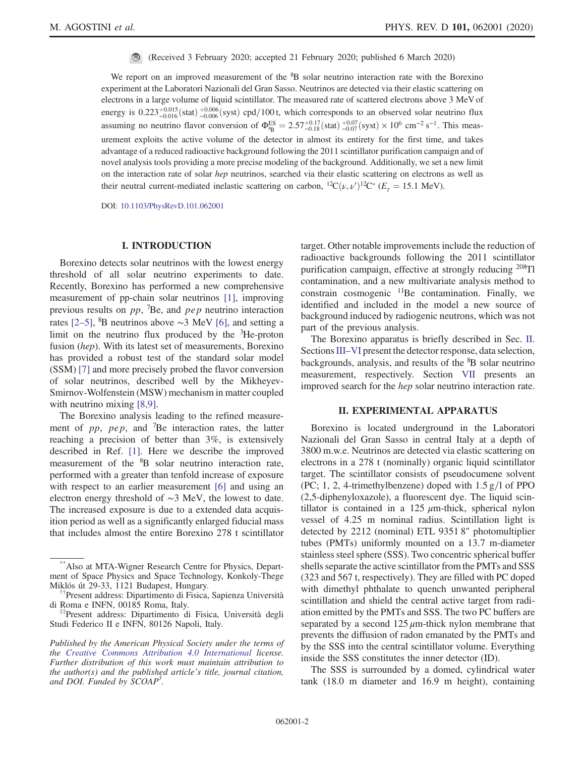(Received 3 February 2020; accepted 21 February 2020; published 6 March 2020)

We report on an improved measurement of the $^8$B solar neutrino interaction rate with the Borexino experiment at the Laboratori Nazionali del Gran Sasso. Neutrinos are detected via their elastic scattering on electrons in a large volume of liquid scintillator. The measured rate of scattered electrons above 3 MeV of energy is $0.223^{+0.015}_{-0.016}(\mathrm{stat})^{+0.006}_{-0.006}(\mathrm{syst})$ cpd/100 t, which corresponds to an observed solar neutrino flux assuming no neutrino flavor conversion of $\Phi^{\mathrm{ES}}_{^8\mathrm{B}} = 2.57^{+0.17}_{-0.18}(\mathrm{stat})^{+0.07}_{-0.07}(\mathrm{syst}) \times 10^6\ \mathrm{cm}^{-2}\,\mathrm{s}^{-1}$. This measurement exploits the active volume of the detector in almost its entirety for the first time, and takes advantage of a reduced radioactive background following the 2011 scintillator purification campaign and of novel analysis tools providing a more precise modeling of the background. Additionally, we set a new limit on the interaction rate of solar *hep* neutrinos, searched via their elastic scattering on electrons as well as their neutral current-mediated inelastic scattering on carbon, $^{12}\mathrm{C}(\nu,\nu')^{12}\mathrm{C}^*$ ($E_\gamma = 15.1$ MeV).

DOI: 10.1103/PhysRevD.101.062001

## I. INTRODUCTION

Borexino detects solar neutrinos with the lowest energy threshold of all solar neutrino experiments to date. Recently, Borexino has performed a new comprehensive measurement of pp-chain solar neutrinos [1], improving previous results on *pp*, $^7$Be, and *pep* neutrino interaction rates [2–5], $^8$B neutrinos above ~3 MeV [6], and setting a limit on the neutrino flux produced by the $^3$He-proton fusion (*hep*). With its latest set of measurements, Borexino has provided a robust test of the standard solar model (SSM) [7] and more precisely probed the flavor conversion of solar neutrinos, described well by the Mikheyev-Smirnov-Wolfenstein (MSW) mechanism in matter coupled with neutrino mixing [8,9].

The Borexino analysis leading to the refined measurement of *pp*, *pep*, and $^7$Be interaction rates, the latter reaching a precision of better than 3%, is extensively described in Ref. [1]. Here we describe the improved measurement of the $^8$B solar neutrino interaction rate, performed with a greater than tenfold increase of exposure with respect to an earlier measurement [6] and using an electron energy threshold of ~3 MeV, the lowest to date. The increased exposure is due to a extended data acquisition period as well as a significantly enlarged fiducial mass that includes almost the entire Borexino 278 t scintillator target. Other notable improvements include the reduction of radioactive backgrounds following the 2011 scintillator purification campaign, effective at strongly reducing $^{208}$Tl contamination, and a new multivariate analysis method to constrain cosmogenic $^{11}$Be contamination. Finally, we identified and included in the model a new source of background induced by radiogenic neutrons, which was not part of the previous analysis.

The Borexino apparatus is briefly described in Sec. II. Sections III–VI present the detector response, data selection, backgrounds, analysis, and results of the $^8$B solar neutrino measurement, respectively. Section VII presents an improved search for the *hep* solar neutrino interaction rate.

## II. EXPERIMENTAL APPARATUS

Borexino is located underground in the Laboratori Nazionali del Gran Sasso in central Italy at a depth of 3800 m.w.e. Neutrinos are detected via elastic scattering on electrons in a 278 t (nominally) organic liquid scintillator target. The scintillator consists of pseudocumene solvent (PC; 1, 2, 4-trimethylbenzene) doped with 1.5 g/l of PPO (2,5-diphenyloxazole), a fluorescent dye. The liquid scintillator is contained in a 125 $\mu$m-thick, spherical nylon vessel of 4.25 m nominal radius. Scintillation light is detected by 2212 (nominal) ETL 9351 8" photomultiplier tubes (PMTs) uniformly mounted on a 13.7 m-diameter stainless steel sphere (SSS). Two concentric spherical buffer shells separate the active scintillator from the PMTs and SSS (323 and 567 t, respectively). They are filled with PC doped with dimethyl phthalate to quench unwanted peripheral scintillation and shield the central active target from radiation emitted by the PMTs and SSS. The two PC buffers are separated by a second 125 $\mu$m-thick nylon membrane that prevents the diffusion of radon emanated by the PMTs and by the SSS into the central scintillator volume. Everything inside the SSS constitutes the inner detector (ID).

The SSS is surrounded by a domed, cylindrical water tank (18.0 m diameter and 16.9 m height), containing

---

**Also at MTA-Wigner Research Centre for Physics, Department of Space Physics and Space Technology, Konkoly-Thege Miklós út 29-33, 1121 Budapest, Hungary.

††Present address: Dipartimento di Fisica, Sapienza Università di Roma e INFN, 00185 Roma, Italy.

‡‡Present address: Dipartimento di Fisica, Università degli Studi Federico II e INFN, 80126 Napoli, Italy.

*Published by the American Physical Society under the terms of the Creative Commons Attribution 4.0 International license. Further distribution of this work must maintain attribution to the author(s) and the published article's title, journal citation, and DOI. Funded by SCOAP³.*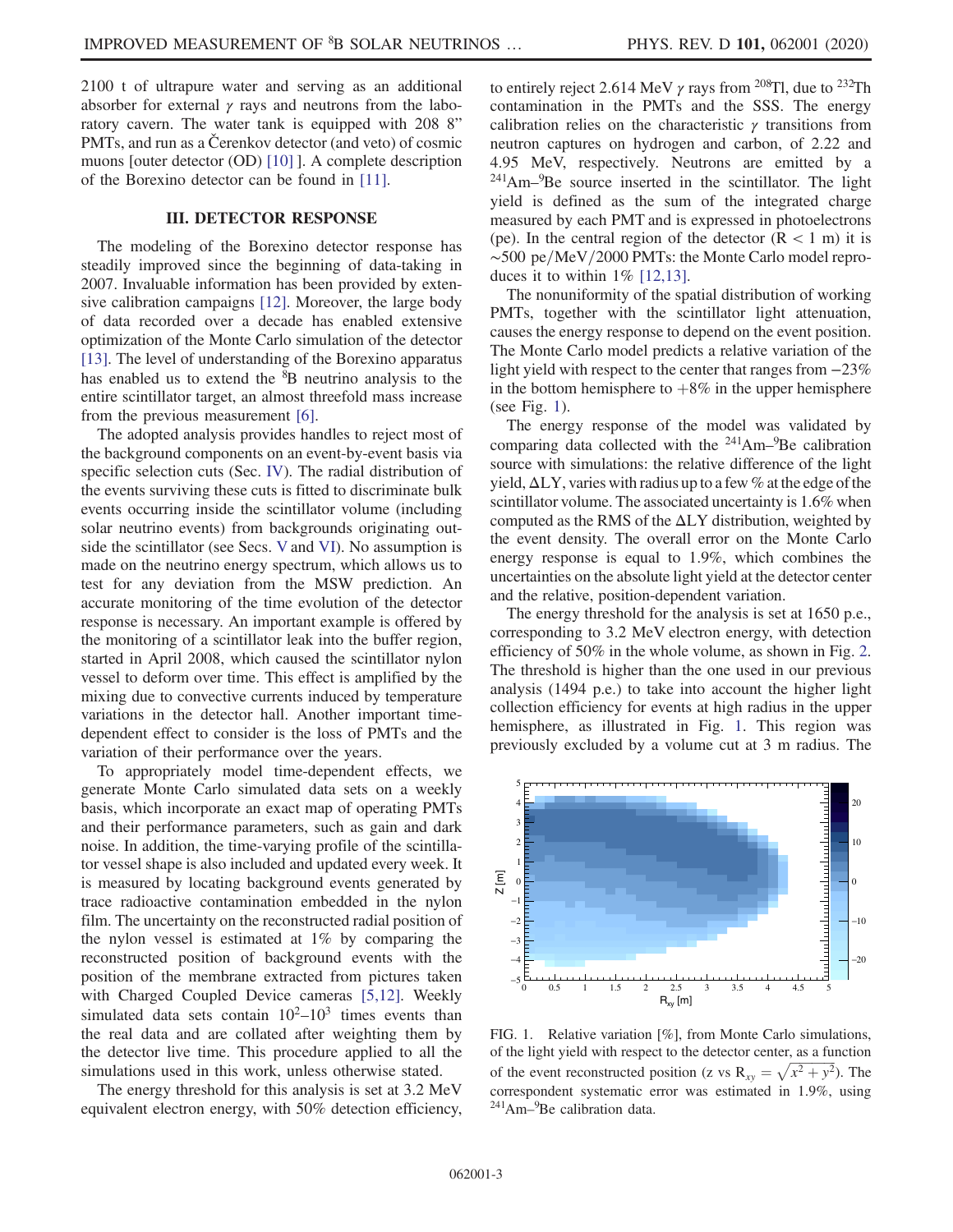2100 t of ultrapure water and serving as an additional absorber for external $\gamma$ rays and neutrons from the laboratory cavern. The water tank is equipped with 208 8" PMTs, and run as a Čerenkov detector (and veto) of cosmic muons [outer detector (OD) [10] ]. A complete description of the Borexino detector can be found in [11].

### III. DETECTOR RESPONSE

The modeling of the Borexino detector response has steadily improved since the beginning of data-taking in 2007. Invaluable information has been provided by extensive calibration campaigns [12]. Moreover, the large body of data recorded over a decade has enabled extensive optimization of the Monte Carlo simulation of the detector [13]. The level of understanding of the Borexino apparatus has enabled us to extend the $^{8}$B neutrino analysis to the entire scintillator target, an almost threefold mass increase from the previous measurement [6].

The adopted analysis provides handles to reject most of the background components on an event-by-event basis via specific selection cuts (Sec. IV). The radial distribution of the events surviving these cuts is fitted to discriminate bulk events occurring inside the scintillator volume (including solar neutrino events) from backgrounds originating outside the scintillator (see Secs. V and VI). No assumption is made on the neutrino energy spectrum, which allows us to test for any deviation from the MSW prediction. An accurate monitoring of the time evolution of the detector response is necessary. An important example is offered by the monitoring of a scintillator leak into the buffer region, started in April 2008, which caused the scintillator nylon vessel to deform over time. This effect is amplified by the mixing due to convective currents induced by temperature variations in the detector hall. Another important time-dependent effect to consider is the loss of PMTs and the variation of their performance over the years.

To appropriately model time-dependent effects, we generate Monte Carlo simulated data sets on a weekly basis, which incorporate an exact map of operating PMTs and their performance parameters, such as gain and dark noise. In addition, the time-varying profile of the scintillator vessel shape is also included and updated every week. It is measured by locating background events generated by trace radioactive contamination embedded in the nylon film. The uncertainty on the reconstructed radial position of the nylon vessel is estimated at 1% by comparing the reconstructed position of background events with the position of the membrane extracted from pictures taken with Charged Coupled Device cameras [5,12]. Weekly simulated data sets contain $10^{2}$–$10^{3}$ times events than the real data and are collated after weighting them by the detector live time. This procedure applied to all the simulations used in this work, unless otherwise stated.

The energy threshold for this analysis is set at 3.2 MeV equivalent electron energy, with 50% detection efficiency, to entirely reject 2.614 MeV $\gamma$ rays from $^{208}$Tl, due to $^{232}$Th contamination in the PMTs and the SSS. The energy calibration relies on the characteristic $\gamma$ transitions from neutron captures on hydrogen and carbon, of 2.22 and 4.95 MeV, respectively. Neutrons are emitted by a $^{241}$Am–$^{9}$Be source inserted in the scintillator. The light yield is defined as the sum of the integrated charge measured by each PMT and is expressed in photoelectrons (pe). In the central region of the detector (R < 1 m) it is $\sim$500 pe/MeV/2000 PMTs: the Monte Carlo model reproduces it to within 1% [12,13].

The nonuniformity of the spatial distribution of working PMTs, together with the scintillator light attenuation, causes the energy response to depend on the event position. The Monte Carlo model predicts a relative variation of the light yield with respect to the center that ranges from $-23\%$ in the bottom hemisphere to $+8\%$ in the upper hemisphere (see Fig. 1).

The energy response of the model was validated by comparing data collected with the $^{241}$Am–$^{9}$Be calibration source with simulations: the relative difference of the light yield, $\Delta$LY, varies with radius up to a few % at the edge of the scintillator volume. The associated uncertainty is 1.6% when computed as the RMS of the $\Delta$LY distribution, weighted by the event density. The overall error on the Monte Carlo energy response is equal to 1.9%, which combines the uncertainties on the absolute light yield at the detector center and the relative, position-dependent variation.

The energy threshold for the analysis is set at 1650 p.e., corresponding to 3.2 MeV electron energy, with detection efficiency of 50% in the whole volume, as shown in Fig. 2. The threshold is higher than the one used in our previous analysis (1494 p.e.) to take into account the higher light collection efficiency for events at high radius in the upper hemisphere, as illustrated in Fig. 1. This region was previously excluded by a volume cut at 3 m radius. The

FIG. 1. Relative variation [%], from Monte Carlo simulations, of the light yield with respect to the detector center, as a function of the event reconstructed position (z vs $R_{xy} = \sqrt{x^2 + y^2}$). The correspondent systematic error was estimated in 1.9%, using $^{241}$Am–$^{9}$Be calibration data.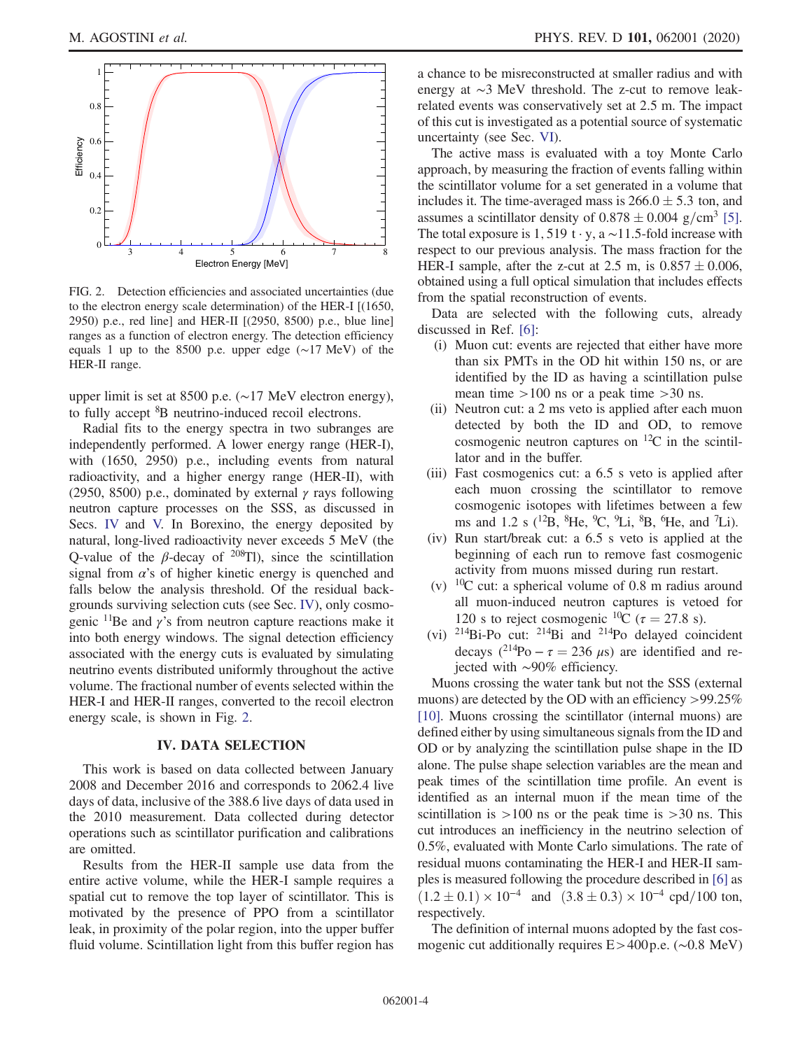FIG. 2. Detection efficiencies and associated uncertainties (due to the electron energy scale determination) of the HER-I [(1650, 2950) p.e., red line] and HER-II [(2950, 8500) p.e., blue line] ranges as a function of electron energy. The detection efficiency equals 1 up to the 8500 p.e. upper edge (~17 MeV) of the HER-II range.

upper limit is set at 8500 p.e. (~17 MeV electron energy), to fully accept $^{8}$B neutrino-induced recoil electrons.

Radial fits to the energy spectra in two subranges are independently performed. A lower energy range (HER-I), with (1650, 2950) p.e., including events from natural radioactivity, and a higher energy range (HER-II), with (2950, 8500) p.e., dominated by external $\gamma$ rays following neutron capture processes on the SSS, as discussed in Secs. IV and V. In Borexino, the energy deposited by natural, long-lived radioactivity never exceeds 5 MeV (the Q-value of the $\beta$-decay of $^{208}$Tl), since the scintillation signal from $\alpha$'s of higher kinetic energy is quenched and falls below the analysis threshold. Of the residual backgrounds surviving selection cuts (see Sec. IV), only cosmogenic $^{11}$Be and $\gamma$'s from neutron capture reactions make it into both energy windows. The signal detection efficiency associated with the energy cuts is evaluated by simulating neutrino events distributed uniformly throughout the active volume. The fractional number of events selected within the HER-I and HER-II ranges, converted to the recoil electron energy scale, is shown in Fig. 2.

## IV. DATA SELECTION

This work is based on data collected between January 2008 and December 2016 and corresponds to 2062.4 live days of data, inclusive of the 388.6 live days of data used in the 2010 measurement. Data collected during detector operations such as scintillator purification and calibrations are omitted.

Results from the HER-II sample use data from the entire active volume, while the HER-I sample requires a spatial cut to remove the top layer of scintillator. This is motivated by the presence of PPO from a scintillator leak, in proximity of the polar region, into the upper buffer fluid volume. Scintillation light from this buffer region has a chance to be misreconstructed at smaller radius and with energy at ~3 MeV threshold. The z-cut to remove leak-related events was conservatively set at 2.5 m. The impact of this cut is investigated as a potential source of systematic uncertainty (see Sec. VI).

The active mass is evaluated with a toy Monte Carlo approach, by measuring the fraction of events falling within the scintillator volume for a set generated in a volume that includes it. The time-averaged mass is $266.0 \pm 5.3$ ton, and assumes a scintillator density of $0.878 \pm 0.004$ g/cm$^3$ [5]. The total exposure is $1,519$ t · y, a ~11.5-fold increase with respect to our previous analysis. The mass fraction for the HER-I sample, after the z-cut at 2.5 m, is $0.857 \pm 0.006$, obtained using a full optical simulation that includes effects from the spatial reconstruction of events.

Data are selected with the following cuts, already discussed in Ref. [6]:

(i) Muon cut: events are rejected that either have more than six PMTs in the OD hit within 150 ns, or are identified by the ID as having a scintillation pulse mean time >100 ns or a peak time >30 ns.

(ii) Neutron cut: a 2 ms veto is applied after each muon detected by both the ID and OD, to remove cosmogenic neutron captures on $^{12}$C in the scintillator and in the buffer.

(iii) Fast cosmogenics cut: a 6.5 s veto is applied after each muon crossing the scintillator to remove cosmogenic isotopes with lifetimes between a few ms and 1.2 s ($^{12}$B, $^{8}$He, $^{9}$C, $^{9}$Li, $^{8}$B, $^{6}$He, and $^{7}$Li).

(iv) Run start/break cut: a 6.5 s veto is applied at the beginning of each run to remove fast cosmogenic activity from muons missed during run restart.

(v) $^{10}$C cut: a spherical volume of 0.8 m radius around all muon-induced neutron captures is vetoed for 120 s to reject cosmogenic $^{10}$C ($\tau = 27.8$ s).

(vi) $^{214}$Bi-Po cut: $^{214}$Bi and $^{214}$Po delayed coincident decays ($^{214}$Po $- \tau = 236$ $\mu$s) are identified and rejected with ~90% efficiency.

Muons crossing the water tank but not the SSS (external muons) are detected by the OD with an efficiency >99.25% [10]. Muons crossing the scintillator (internal muons) are defined either by using simultaneous signals from the ID and OD or by analyzing the scintillation pulse shape in the ID alone. The pulse shape selection variables are the mean and peak times of the scintillation time profile. An event is identified as an internal muon if the mean time of the scintillation is >100 ns or the peak time is >30 ns. This cut introduces an inefficiency in the neutrino selection of 0.5%, evaluated with Monte Carlo simulations. The rate of residual muons contaminating the HER-I and HER-II samples is measured following the procedure described in [6] as $(1.2 \pm 0.1) \times 10^{-4}$ and $(3.8 \pm 0.3) \times 10^{-4}$ cpd/100 ton, respectively.

The definition of internal muons adopted by the fast cosmogenic cut additionally requires E>400p.e. (~0.8 MeV)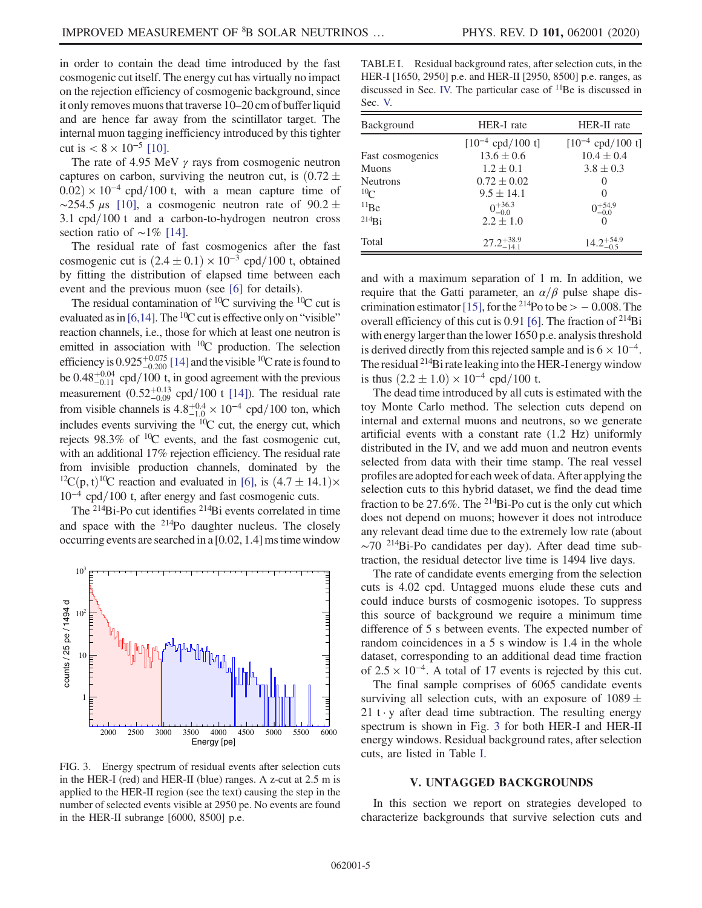in order to contain the dead time introduced by the fast cosmogenic cut itself. The energy cut has virtually no impact on the rejection efficiency of cosmogenic background, since it only removes muons that traverse 10–20 cm of buffer liquid and are hence far away from the scintillator target. The internal muon tagging inefficiency introduced by this tighter cut is $< 8 \times 10^{-5}$ [10].

The rate of 4.95 MeV $\gamma$ rays from cosmogenic neutron captures on carbon, surviving the neutron cut, is $(0.72 \pm 0.02) \times 10^{-4}$ cpd/100 t, with a mean capture time of $\sim$254.5 $\mu$s [10], a cosmogenic neutron rate of $90.2 \pm 3.1$ cpd/100 t and a carbon-to-hydrogen neutron cross section ratio of $\sim$1% [14].

The residual rate of fast cosmogenics after the fast cosmogenic cut is $(2.4 \pm 0.1) \times 10^{-3}$ cpd/100 t, obtained by fitting the distribution of elapsed time between each event and the previous muon (see [6] for details).

The residual contamination of $^{10}$C surviving the $^{10}$C cut is evaluated as in [6,14]. The $^{10}$C cut is effective only on "visible" reaction channels, i.e., those for which at least one neutron is emitted in association with $^{10}$C production. The selection efficiency is $0.925^{+0.075}_{-0.200}$ [14] and the visible $^{10}$C rate is found to be $0.48^{+0.04}_{-0.11}$ cpd/100 t, in good agreement with the previous measurement ($0.52^{+0.13}_{-0.09}$ cpd/100 t [14]). The residual rate from visible channels is $4.8^{+0.4}_{-1.0} \times 10^{-4}$ cpd/100 ton, which includes events surviving the $^{10}$C cut, the energy cut, which rejects 98.3% of $^{10}$C events, and the fast cosmogenic cut, with an additional 17% rejection efficiency. The residual rate from invisible production channels, dominated by the $^{12}$C(p, t)$^{10}$C reaction and evaluated in [6], is $(4.7 \pm 14.1) \times 10^{-4}$ cpd/100 t, after energy and fast cosmogenic cuts.

The $^{214}$Bi-Po cut identifies $^{214}$Bi events correlated in time and space with the $^{214}$Po daughter nucleus. The closely occurring events are searched in a [0.02, 1.4] ms time window and with a maximum separation of 1 m. In addition, we require that the Gatti parameter, an $\alpha/\beta$ pulse shape discrimination estimator [15], for the $^{214}$Po to be $> -0.008$. The overall efficiency of this cut is 0.91 [6]. The fraction of $^{214}$Bi with energy larger than the lower 1650 p.e. analysis threshold is derived directly from this rejected sample and is $6 \times 10^{-4}$. The residual $^{214}$Bi rate leaking into the HER-I energy window is thus $(2.2 \pm 1.0) \times 10^{-4}$ cpd/100 t.

FIG. 3. Energy spectrum of residual events after selection cuts in the HER-I (red) and HER-II (blue) ranges. A z-cut at 2.5 m is applied to the HER-II region (see the text) causing the step in the number of selected events visible at 2950 pe. No events are found in the HER-II subrange [6000, 8500] p.e.

The dead time introduced by all cuts is estimated with the toy Monte Carlo method. The selection cuts depend on internal and external muons and neutrons, so we generate artificial events with a constant rate (1.2 Hz) uniformly distributed in the IV, and we add muon and neutron events selected from data with their time stamp. The real vessel profiles are adopted for each week of data. After applying the selection cuts to this hybrid dataset, we find the dead time fraction to be 27.6%. The $^{214}$Bi-Po cut is the only cut which does not depend on muons; however it does not introduce any relevant dead time due to the extremely low rate (about $\sim$70 $^{214}$Bi-Po candidates per day). After dead time subtraction, the residual detector live time is 1494 live days.

The rate of candidate events emerging from the selection cuts is 4.02 cpd. Untagged muons elude these cuts and could induce bursts of cosmogenic isotopes. To suppress this source of background we require a minimum time difference of 5 s between events. The expected number of random coincidences in a 5 s window is 1.4 in the whole dataset, corresponding to an additional dead time fraction of $2.5 \times 10^{-4}$. A total of 17 events is rejected by this cut.

The final sample comprises of 6065 candidate events surviving all selection cuts, with an exposure of $1089 \pm 21$ t·y after dead time subtraction. The resulting energy spectrum is shown in Fig. 3 for both HER-I and HER-II energy windows. Residual background rates, after selection cuts, are listed in Table I.

TABLE I. Residual background rates, after selection cuts, in the HER-I [1650, 2950] p.e. and HER-II [2950, 8500] p.e. ranges, as discussed in Sec. IV. The particular case of $^{11}$Be is discussed in Sec. V.

| Background | HER-I rate | HER-II rate |
|---|---|---|
| | [$10^{-4}$ cpd/100 t] | [$10^{-4}$ cpd/100 t] |
| Fast cosmogenics | $13.6 \pm 0.6$ | $10.4 \pm 0.4$ |
| Muons | $1.2 \pm 0.1$ | $3.8 \pm 0.3$ |
| Neutrons | $0.72 \pm 0.02$ | 0 |
| $^{10}$C | $9.5 \pm 14.1$ | 0 |
| $^{11}$Be | $0^{+36.3}_{-0.0}$ | $0^{+54.9}_{-0.0}$ |
| $^{214}$Bi | $2.2 \pm 1.0$ | 0 |
| Total | $27.2^{+38.9}_{-14.1}$ | $14.2^{+54.9}_{-0.5}$ |

## V. UNTAGGED BACKGROUNDS

In this section we report on strategies developed to characterize backgrounds that survive selection cuts and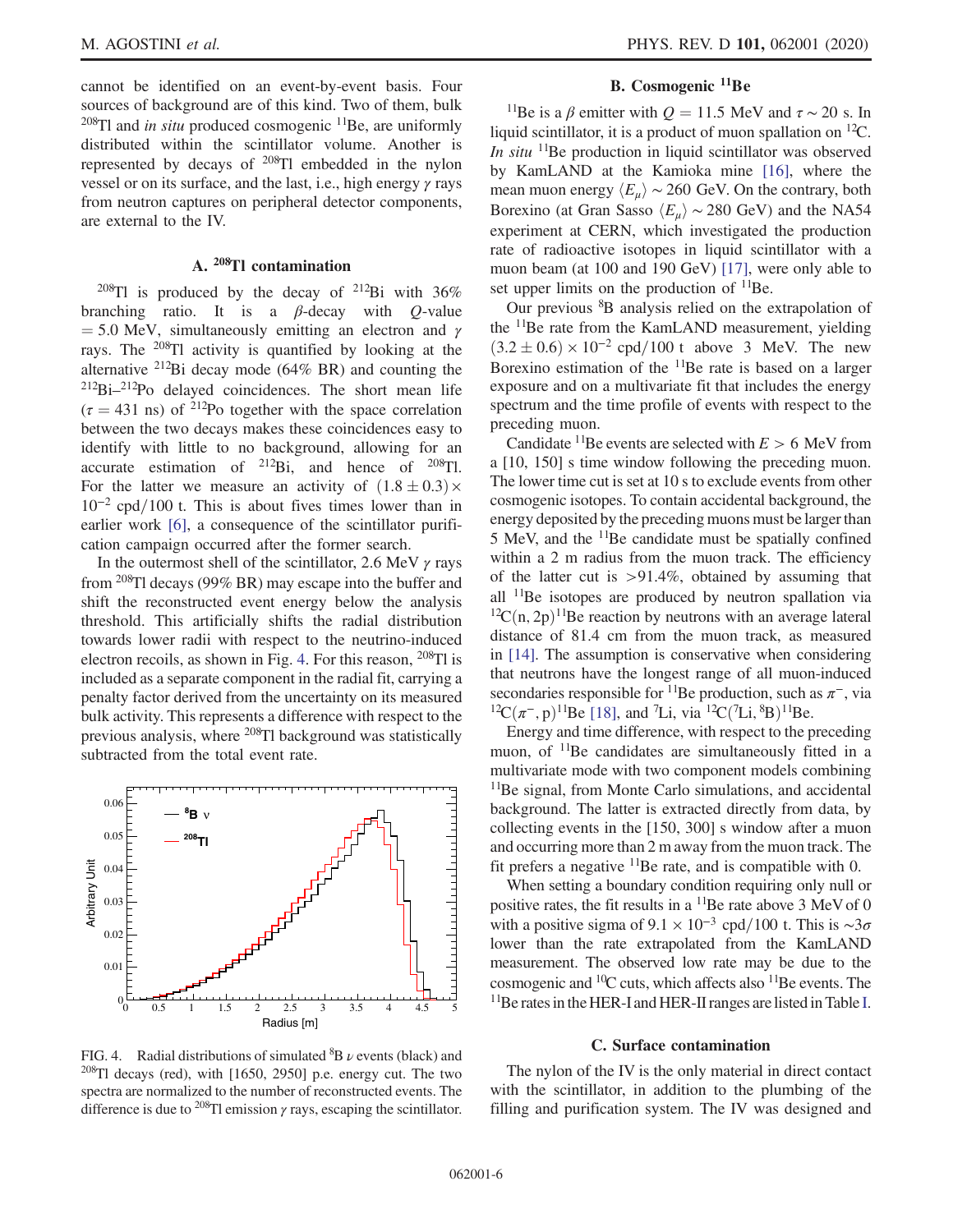cannot be identified on an event-by-event basis. Four sources of background are of this kind. Two of them, bulk $^{208}$Tl and *in situ* produced cosmogenic $^{11}$Be, are uniformly distributed within the scintillator volume. Another is represented by decays of $^{208}$Tl embedded in the nylon vessel or on its surface, and the last, i.e., high energy $\gamma$ rays from neutron captures on peripheral detector components, are external to the IV.

### A. $^{208}$Tl contamination

$^{208}$Tl is produced by the decay of $^{212}$Bi with 36% branching ratio. It is a $\beta$-decay with $Q$-value $= 5.0$ MeV, simultaneously emitting an electron and $\gamma$ rays. The $^{208}$Tl activity is quantified by looking at the alternative $^{212}$Bi decay mode (64% BR) and counting the $^{212}$Bi–$^{212}$Po delayed coincidences. The short mean life ($\tau = 431$ ns) of $^{212}$Po together with the space correlation between the two decays makes these coincidences easy to identify with little to no background, allowing for an accurate estimation of $^{212}$Bi, and hence of $^{208}$Tl. For the latter we measure an activity of $(1.8 \pm 0.3) \times 10^{-2}$ cpd/100 t. This is about fives times lower than in earlier work [6], a consequence of the scintillator purification campaign occurred after the former search.

In the outermost shell of the scintillator, 2.6 MeV $\gamma$ rays from $^{208}$Tl decays (99% BR) may escape into the buffer and shift the reconstructed event energy below the analysis threshold. This artificially shifts the radial distribution towards lower radii with respect to the neutrino-induced electron recoils, as shown in Fig. 4. For this reason, $^{208}$Tl is included as a separate component in the radial fit, carrying a penalty factor derived from the uncertainty on its measured bulk activity. This represents a difference with respect to the previous analysis, where $^{208}$Tl background was statistically subtracted from the total event rate.

FIG. 4. Radial distributions of simulated $^{8}$B $\nu$ events (black) and $^{208}$Tl decays (red), with [1650, 2950] p.e. energy cut. The two spectra are normalized to the number of reconstructed events. The difference is due to $^{208}$Tl emission $\gamma$ rays, escaping the scintillator.

### B. Cosmogenic $^{11}$Be

$^{11}$Be is a $\beta$ emitter with $Q = 11.5$ MeV and $\tau \sim 20$ s. In liquid scintillator, it is a product of muon spallation on $^{12}$C. *In situ* $^{11}$Be production in liquid scintillator was observed by KamLAND at the Kamioka mine [16], where the mean muon energy $\langle E_\mu \rangle \sim 260$ GeV. On the contrary, both Borexino (at Gran Sasso $\langle E_\mu \rangle \sim 280$ GeV) and the NA54 experiment at CERN, which investigated the production rate of radioactive isotopes in liquid scintillator with a muon beam (at 100 and 190 GeV) [17], were only able to set upper limits on the production of $^{11}$Be.

Our previous $^{8}$B analysis relied on the extrapolation of the $^{11}$Be rate from the KamLAND measurement, yielding $(3.2 \pm 0.6) \times 10^{-2}$ cpd/100 t above 3 MeV. The new Borexino estimation of the $^{11}$Be rate is based on a larger exposure and on a multivariate fit that includes the energy spectrum and the time profile of events with respect to the preceding muon.

Candidate $^{11}$Be events are selected with $E > 6$ MeV from a [10, 150] s time window following the preceding muon. The lower time cut is set at 10 s to exclude events from other cosmogenic isotopes. To contain accidental background, the energy deposited by the preceding muons must be larger than 5 MeV, and the $^{11}$Be candidate must be spatially confined within a 2 m radius from the muon track. The efficiency of the latter cut is $>91.4\%$, obtained by assuming that all $^{11}$Be isotopes are produced by neutron spallation via $^{12}$C(n, 2p)$^{11}$Be reaction by neutrons with an average lateral distance of 81.4 cm from the muon track, as measured in [14]. The assumption is conservative when considering that neutrons have the longest range of all muon-induced secondaries responsible for $^{11}$Be production, such as $\pi^-$, via $^{12}$C($\pi^-$, p)$^{11}$Be [18], and $^{7}$Li, via $^{12}$C($^{7}$Li, $^{8}$B)$^{11}$Be.

Energy and time difference, with respect to the preceding muon, of $^{11}$Be candidates are simultaneously fitted in a multivariate mode with two component models combining $^{11}$Be signal, from Monte Carlo simulations, and accidental background. The latter is extracted directly from data, by collecting events in the [150, 300] s window after a muon and occurring more than 2 m away from the muon track. The fit prefers a negative $^{11}$Be rate, and is compatible with 0.

When setting a boundary condition requiring only null or positive rates, the fit results in a $^{11}$Be rate above 3 MeV of 0 with a positive sigma of $9.1 \times 10^{-3}$ cpd/100 t. This is $\sim 3\sigma$ lower than the rate extrapolated from the KamLAND measurement. The observed low rate may be due to the cosmogenic and $^{10}$C cuts, which affects also $^{11}$Be events. The $^{11}$Be rates in the HER-I and HER-II ranges are listed in Table I.

### C. Surface contamination

The nylon of the IV is the only material in direct contact with the scintillator, in addition to the plumbing of the filling and purification system. The IV was designed and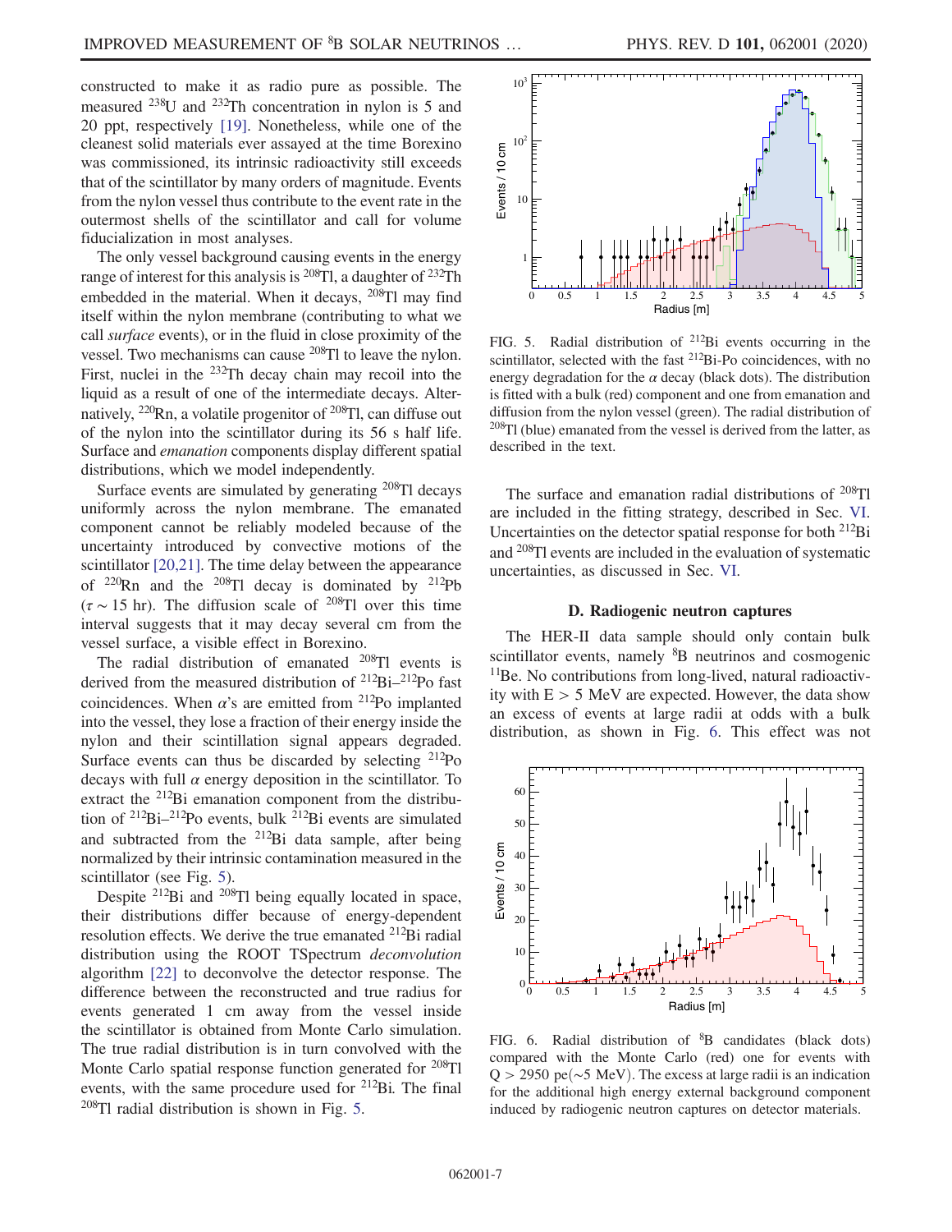constructed to make it as radio pure as possible. The measured $^{238}$U and $^{232}$Th concentration in nylon is 5 and 20 ppt, respectively [19]. Nonetheless, while one of the cleanest solid materials ever assayed at the time Borexino was commissioned, its intrinsic radioactivity still exceeds that of the scintillator by many orders of magnitude. Events from the nylon vessel thus contribute to the event rate in the outermost shells of the scintillator and call for volume fiducialization in most analyses.

The only vessel background causing events in the energy range of interest for this analysis is $^{208}$Tl, a daughter of $^{232}$Th embedded in the material. When it decays, $^{208}$Tl may find itself within the nylon membrane (contributing to what we call *surface* events), or in the fluid in close proximity of the vessel. Two mechanisms can cause $^{208}$Tl to leave the nylon. First, nuclei in the $^{232}$Th decay chain may recoil into the liquid as a result of one of the intermediate decays. Alternatively, $^{220}$Rn, a volatile progenitor of $^{208}$Tl, can diffuse out of the nylon into the scintillator during its 56 s half life. Surface and *emanation* components display different spatial distributions, which we model independently.

Surface events are simulated by generating $^{208}$Tl decays uniformly across the nylon membrane. The emanated component cannot be reliably modeled because of the uncertainty introduced by convective motions of the scintillator [20,21]. The time delay between the appearance of $^{220}$Rn and the $^{208}$Tl decay is dominated by $^{212}$Pb ($\tau \sim 15$ hr). The diffusion scale of $^{208}$Tl over this time interval suggests that it may decay several cm from the vessel surface, a visible effect in Borexino.

The radial distribution of emanated $^{208}$Tl events is derived from the measured distribution of $^{212}$Bi–$^{212}$Po fast coincidences. When $\alpha$'s are emitted from $^{212}$Po implanted into the vessel, they lose a fraction of their energy inside the nylon and their scintillation signal appears degraded. Surface events can thus be discarded by selecting $^{212}$Po decays with full $\alpha$ energy deposition in the scintillator. To extract the $^{212}$Bi emanation component from the distribution of $^{212}$Bi–$^{212}$Po events, bulk $^{212}$Bi events are simulated and subtracted from the $^{212}$Bi data sample, after being normalized by their intrinsic contamination measured in the scintillator (see Fig. 5).

Despite $^{212}$Bi and $^{208}$Tl being equally located in space, their distributions differ because of energy-dependent resolution effects. We derive the true emanated $^{212}$Bi radial distribution using the ROOT TSpectrum *deconvolution* algorithm [22] to deconvolve the detector response. The difference between the reconstructed and true radius for events generated 1 cm away from the vessel inside the scintillator is obtained from Monte Carlo simulation. The true radial distribution is in turn convolved with the Monte Carlo spatial response function generated for $^{208}$Tl events, with the same procedure used for $^{212}$Bi. The final $^{208}$Tl radial distribution is shown in Fig. 5.

FIG. 5. Radial distribution of $^{212}$Bi events occurring in the scintillator, selected with the fast $^{212}$Bi-Po coincidences, with no energy degradation for the $\alpha$ decay (black dots). The distribution is fitted with a bulk (red) component and one from emanation and diffusion from the nylon vessel (green). The radial distribution of $^{208}$Tl (blue) emanated from the vessel is derived from the latter, as described in the text.

The surface and emanation radial distributions of $^{208}$Tl are included in the fitting strategy, described in Sec. VI. Uncertainties on the detector spatial response for both $^{212}$Bi and $^{208}$Tl events are included in the evaluation of systematic uncertainties, as discussed in Sec. VI.

### D. Radiogenic neutron captures

The HER-II data sample should only contain bulk scintillator events, namely $^{8}$B neutrinos and cosmogenic $^{11}$Be. No contributions from long-lived, natural radioactivity with $E > 5$ MeV are expected. However, the data show an excess of events at large radii at odds with a bulk distribution, as shown in Fig. 6. This effect was not

FIG. 6. Radial distribution of $^{8}$B candidates (black dots) compared with the Monte Carlo (red) one for events with $Q > 2950$ pe($\sim$5 MeV). The excess at large radii is an indication for the additional high energy external background component induced by radiogenic neutron captures on detector materials.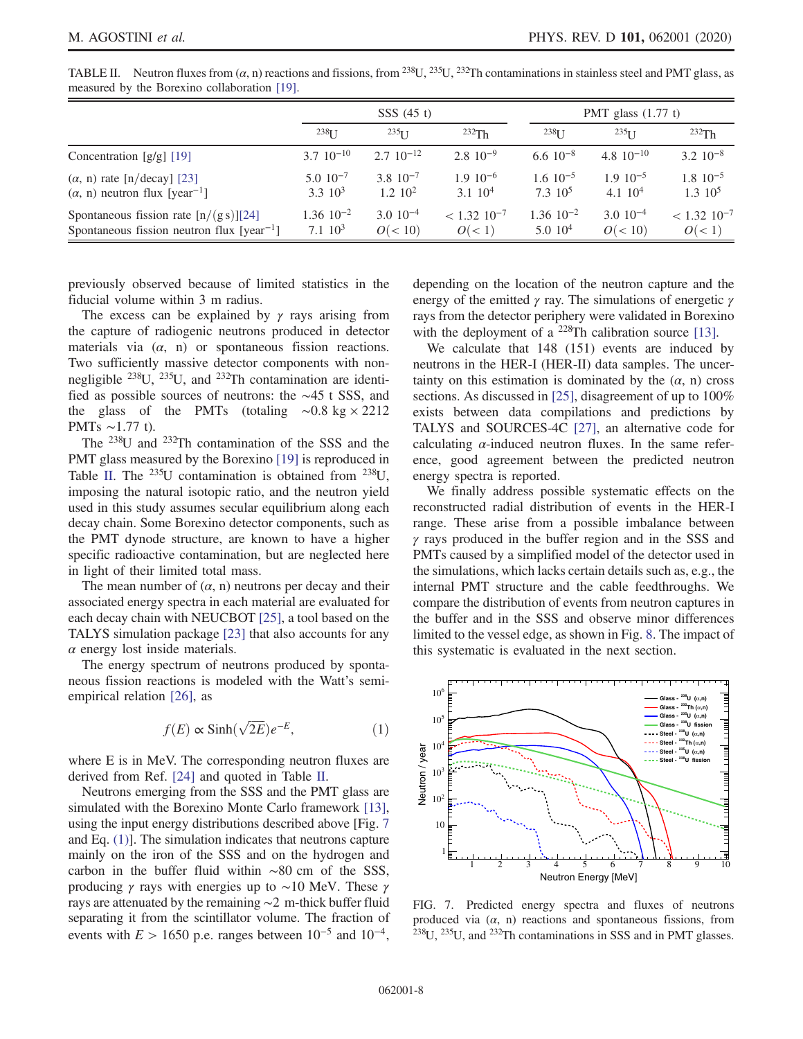TABLE II. Neutron fluxes from ($\alpha$, n) reactions and fissions, from $^{238}$U, $^{235}$U, $^{232}$Th contaminations in stainless steel and PMT glass, as measured by the Borexino collaboration [19].

| | SSS (45 t) | | | PMT glass (1.77 t) | | |
|---|---|---|---|---|---|---|
| | $^{238}$U | $^{235}$U | $^{232}$Th | $^{238}$U | $^{235}$U | $^{232}$Th |
| Concentration [g/g] [19] | $3.7\ 10^{-10}$ | $2.7\ 10^{-12}$ | $2.8\ 10^{-9}$ | $6.6\ 10^{-8}$ | $4.8\ 10^{-10}$ | $3.2\ 10^{-8}$ |
| ($\alpha$, n) rate [n/decay] [23] | $5.0\ 10^{-7}$ | $3.8\ 10^{-7}$ | $1.9\ 10^{-6}$ | $1.6\ 10^{-5}$ | $1.9\ 10^{-5}$ | $1.8\ 10^{-5}$ |
| ($\alpha$, n) neutron flux [year$^{-1}$] | $3.3\ 10^{3}$ | $1.2\ 10^{2}$ | $3.1\ 10^{4}$ | $7.3\ 10^{5}$ | $4.1\ 10^{4}$ | $1.3\ 10^{5}$ |
| Spontaneous fission rate [n/(g s)][24] | $1.36\ 10^{-2}$ | $3.0\ 10^{-4}$ | $< 1.32\ 10^{-7}$ | $1.36\ 10^{-2}$ | $3.0\ 10^{-4}$ | $< 1.32\ 10^{-7}$ |
| Spontaneous fission neutron flux [year$^{-1}$] | $7.1\ 10^{3}$ | $O(< 10)$ | $O(< 1)$ | $5.0\ 10^{4}$ | $O(< 10)$ | $O(< 1)$ |

previously observed because of limited statistics in the fiducial volume within 3 m radius.

The excess can be explained by $\gamma$ rays arising from the capture of radiogenic neutrons produced in detector materials via ($\alpha$, n) or spontaneous fission reactions. Two sufficiently massive detector components with non-negligible $^{238}$U, $^{235}$U, and $^{232}$Th contamination are identified as possible sources of neutrons: the ~45 t SSS, and the glass of the PMTs (totaling ~0.8 kg × 2212 PMTs ~1.77 t).

The $^{238}$U and $^{232}$Th contamination of the SSS and the PMT glass measured by the Borexino [19] is reproduced in Table II. The $^{235}$U contamination is obtained from $^{238}$U, imposing the natural isotopic ratio, and the neutron yield used in this study assumes secular equilibrium along each decay chain. Some Borexino detector components, such as the PMT dynode structure, are known to have a higher specific radioactive contamination, but are neglected here in light of their limited total mass.

The mean number of ($\alpha$, n) neutrons per decay and their associated energy spectra in each material are evaluated for each decay chain with NEUCBOT [25], a tool based on the TALYS simulation package [23] that also accounts for any $\alpha$ energy lost inside materials.

The energy spectrum of neutrons produced by spontaneous fission reactions is modeled with the Watt's semi-empirical relation [26], as

$$f(E) \propto \mathrm{Sinh}(\sqrt{2E})e^{-E}, \tag{1}$$

where E is in MeV. The corresponding neutron fluxes are derived from Ref. [24] and quoted in Table II.

Neutrons emerging from the SSS and the PMT glass are simulated with the Borexino Monte Carlo framework [13], using the input energy distributions described above [Fig. 7 and Eq. (1)]. The simulation indicates that neutrons capture mainly on the iron of the SSS and on the hydrogen and carbon in the buffer fluid within ~80 cm of the SSS, producing $\gamma$ rays with energies up to ~10 MeV. These $\gamma$ rays are attenuated by the remaining ~2 m-thick buffer fluid separating it from the scintillator volume. The fraction of events with $E > 1650$ p.e. ranges between $10^{-5}$ and $10^{-4}$, depending on the location of the neutron capture and the energy of the emitted $\gamma$ ray. The simulations of energetic $\gamma$ rays from the detector periphery were validated in Borexino with the deployment of a $^{228}$Th calibration source [13].

We calculate that 148 (151) events are induced by neutrons in the HER-I (HER-II) data samples. The uncertainty on this estimation is dominated by the ($\alpha$, n) cross sections. As discussed in [25], disagreement of up to 100% exists between data compilations and predictions by TALYS and SOURCES-4C [27], an alternative code for calculating $\alpha$-induced neutron fluxes. In the same reference, good agreement between the predicted neutron energy spectra is reported.

We finally address possible systematic effects on the reconstructed radial distribution of events in the HER-I range. These arise from a possible imbalance between $\gamma$ rays produced in the buffer region and in the SSS and PMTs caused by a simplified model of the detector used in the simulations, which lacks certain details such as, e.g., the internal PMT structure and the cable feedthroughs. We compare the distribution of events from neutron captures in the buffer and in the SSS and observe minor differences limited to the vessel edge, as shown in Fig. 8. The impact of this systematic is evaluated in the next section.

FIG. 7. Predicted energy spectra and fluxes of neutrons produced via ($\alpha$, n) reactions and spontaneous fissions, from $^{238}$U, $^{235}$U, and $^{232}$Th contaminations in SSS and in PMT glasses.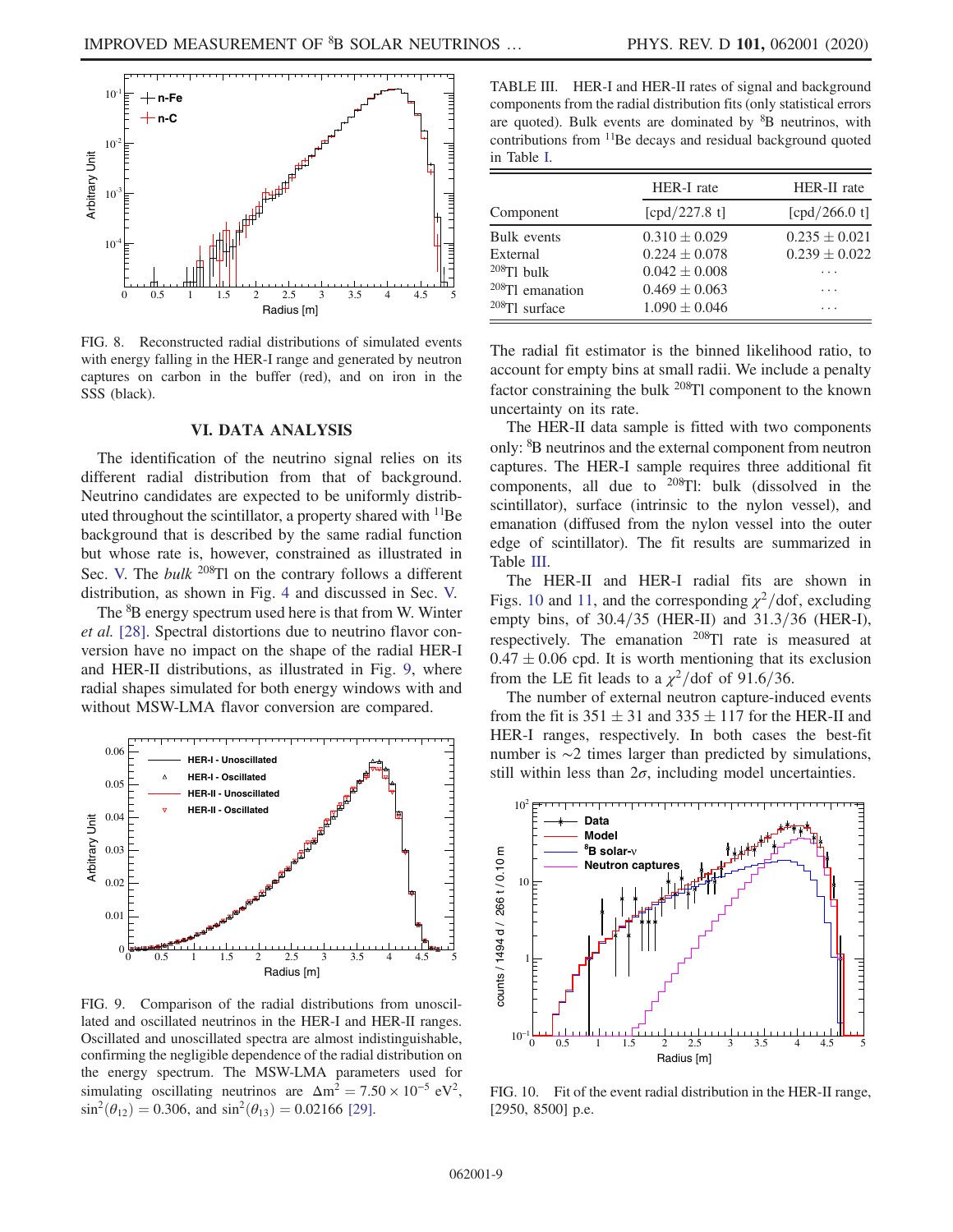FIG. 8. Reconstructed radial distributions of simulated events with energy falling in the HER-I range and generated by neutron captures on carbon in the buffer (red), and on iron in the SSS (black).

## VI. DATA ANALYSIS

The identification of the neutrino signal relies on its different radial distribution from that of background. Neutrino candidates are expected to be uniformly distributed throughout the scintillator, a property shared with $^{11}$Be background that is described by the same radial function but whose rate is, however, constrained as illustrated in Sec. V. The *bulk* $^{208}$Tl on the contrary follows a different distribution, as shown in Fig. 4 and discussed in Sec. V.

The $^{8}$B energy spectrum used here is that from W. Winter *et al.* [28]. Spectral distortions due to neutrino flavor conversion have no impact on the shape of the radial HER-I and HER-II distributions, as illustrated in Fig. 9, where radial shapes simulated for both energy windows with and without MSW-LMA flavor conversion are compared.

FIG. 9. Comparison of the radial distributions from unoscillated and oscillated neutrinos in the HER-I and HER-II ranges. Oscillated and unoscillated spectra are almost indistinguishable, confirming the negligible dependence of the radial distribution on the energy spectrum. The MSW-LMA parameters used for simulating oscillating neutrinos are $\Delta m^2 = 7.50 \times 10^{-5}$ eV$^2$, $\sin^2(\theta_{12}) = 0.306$, and $\sin^2(\theta_{13}) = 0.02166$ [29].

TABLE III. HER-I and HER-II rates of signal and background components from the radial distribution fits (only statistical errors are quoted). Bulk events are dominated by $^{8}$B neutrinos, with contributions from $^{11}$Be decays and residual background quoted in Table I.

| Component | HER-I rate [cpd/227.8 t] | HER-II rate [cpd/266.0 t] |
|---|---|---|
| Bulk events | $0.310 \pm 0.029$ | $0.235 \pm 0.021$ |
| External | $0.224 \pm 0.078$ | $0.239 \pm 0.022$ |
| $^{208}$Tl bulk | $0.042 \pm 0.008$ | ... |
| $^{208}$Tl emanation | $0.469 \pm 0.063$ | ... |
| $^{208}$Tl surface | $1.090 \pm 0.046$ | ... |

The radial fit estimator is the binned likelihood ratio, to account for empty bins at small radii. We include a penalty factor constraining the bulk $^{208}$Tl component to the known uncertainty on its rate.

The HER-II data sample is fitted with two components only: $^{8}$B neutrinos and the external component from neutron captures. The HER-I sample requires three additional fit components, all due to $^{208}$Tl: bulk (dissolved in the scintillator), surface (intrinsic to the nylon vessel), and emanation (diffused from the nylon vessel into the outer edge of scintillator). The fit results are summarized in Table III.

The HER-II and HER-I radial fits are shown in Figs. 10 and 11, and the corresponding $\chi^2$/dof, excluding empty bins, of 30.4/35 (HER-II) and 31.3/36 (HER-I), respectively. The emanation $^{208}$Tl rate is measured at $0.47 \pm 0.06$ cpd. It is worth mentioning that its exclusion from the LE fit leads to a $\chi^2$/dof of 91.6/36.

The number of external neutron capture-induced events from the fit is $351 \pm 31$ and $335 \pm 117$ for the HER-II and HER-I ranges, respectively. In both cases the best-fit number is $\sim$2 times larger than predicted by simulations, still within less than $2\sigma$, including model uncertainties.

FIG. 10. Fit of the event radial distribution in the HER-II range, [2950, 8500] p.e.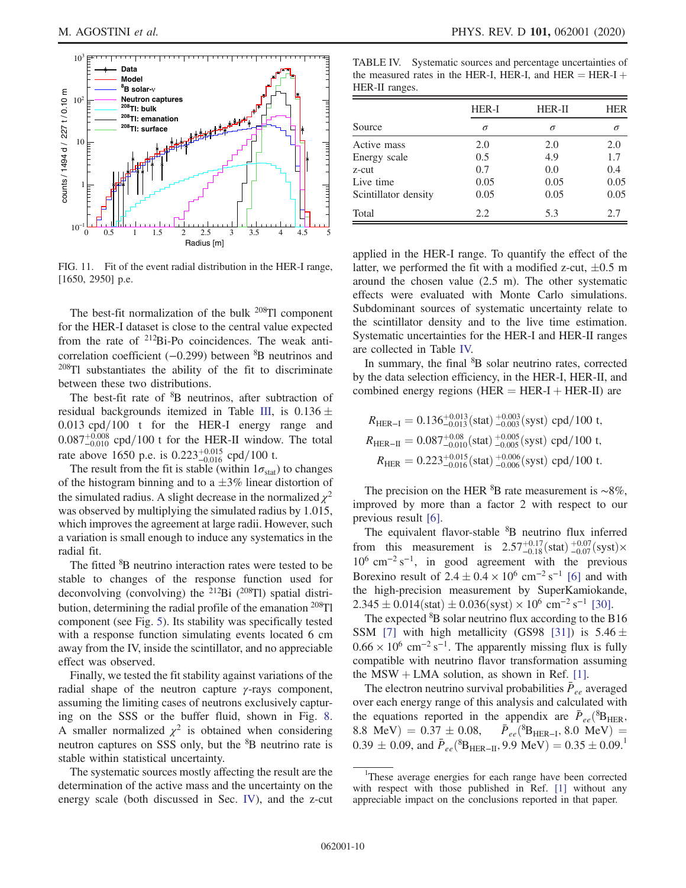FIG. 11. Fit of the event radial distribution in the HER-I range, [1650, 2950] p.e.

The best-fit normalization of the bulk $^{208}$Tl component for the HER-I dataset is close to the central value expected from the rate of $^{212}$Bi-Po coincidences. The weak anti-correlation coefficient (−0.299) between $^{8}$B neutrinos and $^{208}$Tl substantiates the ability of the fit to discriminate between these two distributions.

The best-fit rate of $^{8}$B neutrinos, after subtraction of residual backgrounds itemized in Table III, is $0.136 \pm 0.013$ cpd/100 t for the HER-I energy range and $0.087^{+0.008}_{-0.010}$ cpd/100 t for the HER-II window. The total rate above 1650 p.e. is $0.223^{+0.015}_{-0.016}$ cpd/100 t.

The result from the fit is stable (within $1\sigma_{\mathrm{stat}}$) to changes of the histogram binning and to a $\pm 3\%$ linear distortion of the simulated radius. A slight decrease in the normalized $\chi^2$ was observed by multiplying the simulated radius by 1.015, which improves the agreement at large radii. However, such a variation is small enough to induce any systematics in the radial fit.

The fitted $^{8}$B neutrino interaction rates were tested to be stable to changes of the response function used for deconvolving (convolving) the $^{212}$Bi ($^{208}$Tl) spatial distribution, determining the radial profile of the emanation $^{208}$Tl component (see Fig. 5). Its stability was specifically tested with a response function simulating events located 6 cm away from the IV, inside the scintillator, and no appreciable effect was observed.

Finally, we tested the fit stability against variations of the radial shape of the neutron capture $\gamma$-rays component, assuming the limiting cases of neutrons exclusively capturing on the SSS or the buffer fluid, shown in Fig. 8. A smaller normalized $\chi^2$ is obtained when considering neutron captures on SSS only, but the $^{8}$B neutrino rate is stable within statistical uncertainty.

The systematic sources mostly affecting the result are the determination of the active mass and the uncertainty on the energy scale (both discussed in Sec. IV), and the z-cut applied in the HER-I range. To quantify the effect of the latter, we performed the fit with a modified z-cut, ±0.5 m around the chosen value (2.5 m). The other systematic effects were evaluated with Monte Carlo simulations. Subdominant sources of systematic uncertainty relate to the scintillator density and to the live time estimation. Systematic uncertainties for the HER-I and HER-II ranges are collected in Table IV.

TABLE IV. Systematic sources and percentage uncertainties of the measured rates in the HER-I, HER-II, and HER = HER-I + HER-II ranges.

| Source | HER-I $\sigma$ | HER-II $\sigma$ | HER $\sigma$ |
|---|---|---|---|
| Active mass | 2.0 | 2.0 | 2.0 |
| Energy scale | 0.5 | 4.9 | 1.7 |
| z-cut | 0.7 | 0.0 | 0.4 |
| Live time | 0.05 | 0.05 | 0.05 |
| Scintillator density | 0.05 | 0.05 | 0.05 |
| Total | 2.2 | 5.3 | 2.7 |

In summary, the final $^{8}$B solar neutrino rates, corrected by the data selection efficiency, in the HER-I, HER-II, and combined energy regions (HER = HER-I + HER-II) are

$$R_{\mathrm{HER-I}} = 0.136^{+0.013}_{-0.013}(\mathrm{stat})\,^{+0.003}_{-0.003}(\mathrm{syst})\ \mathrm{cpd}/100\ \mathrm{t},$$
$$R_{\mathrm{HER-II}} = 0.087^{+0.08}_{-0.010}(\mathrm{stat})\,^{+0.005}_{-0.005}(\mathrm{syst})\ \mathrm{cpd}/100\ \mathrm{t},$$
$$R_{\mathrm{HER}} = 0.223^{+0.015}_{-0.016}(\mathrm{stat})\,^{+0.006}_{-0.006}(\mathrm{syst})\ \mathrm{cpd}/100\ \mathrm{t}.$$

The precision on the HER $^{8}$B rate measurement is ~8%, improved by more than a factor 2 with respect to our previous result [6].

The equivalent flavor-stable $^{8}$B neutrino flux inferred from this measurement is $2.57^{+0.17}_{-0.18}(\mathrm{stat})\,^{+0.07}_{-0.07}(\mathrm{syst}) \times 10^{6}\ \mathrm{cm}^{-2}\,\mathrm{s}^{-1}$, in good agreement with the previous Borexino result of $2.4 \pm 0.4 \times 10^{6}\ \mathrm{cm}^{-2}\,\mathrm{s}^{-1}$ [6] and with the high-precision measurement by SuperKamiokande, $2.345 \pm 0.014(\mathrm{stat}) \pm 0.036(\mathrm{syst}) \times 10^{6}\ \mathrm{cm}^{-2}\,\mathrm{s}^{-1}$ [30].

The expected $^{8}$B solar neutrino flux according to the B16 SSM [7] with high metallicity (GS98 [31]) is $5.46 \pm 0.66 \times 10^{6}\ \mathrm{cm}^{-2}\,\mathrm{s}^{-1}$. The apparently missing flux is fully compatible with neutrino flavor transformation assuming the MSW + LMA solution, as shown in Ref. [1].

The electron neutrino survival probabilities $\bar{P}_{ee}$ averaged over each energy range of this analysis and calculated with the equations reported in the appendix are $\bar{P}_{ee}(^{8}\mathrm{B}_{\mathrm{HER}}, 8.8\ \mathrm{MeV}) = 0.37 \pm 0.08$, $\bar{P}_{ee}(^{8}\mathrm{B}_{\mathrm{HER-I}}, 8.0\ \mathrm{MeV}) = 0.39 \pm 0.09$, and $\bar{P}_{ee}(^{8}\mathrm{B}_{\mathrm{HER-II}}, 9.9\ \mathrm{MeV}) = 0.35 \pm 0.09$.[1]

[1] These average energies for each range have been corrected with respect with those published in Ref. [1] without any appreciable impact on the conclusions reported in that paper.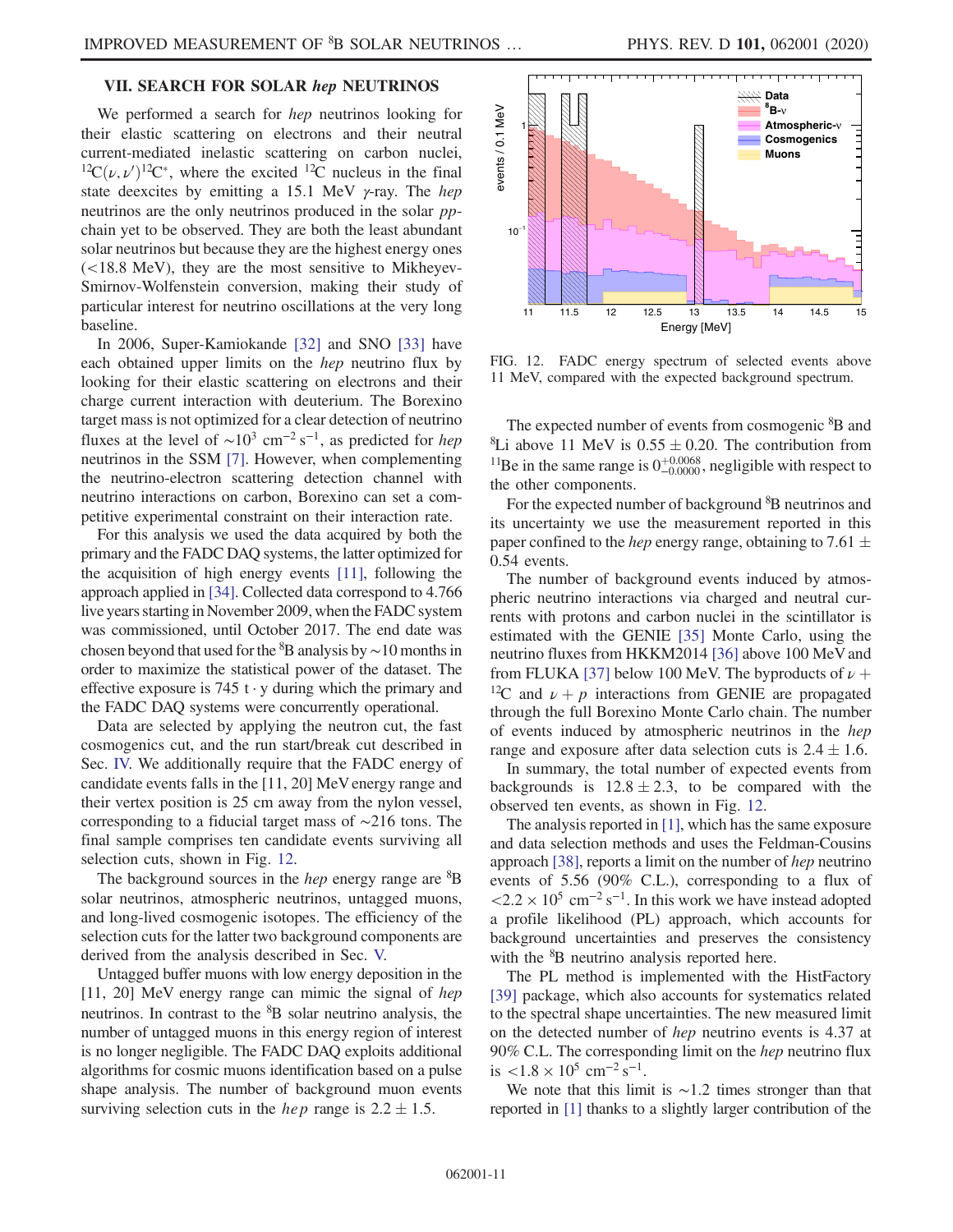## VII. SEARCH FOR SOLAR *hep* NEUTRINOS

We performed a search for *hep* neutrinos looking for their elastic scattering on electrons and their neutral current-mediated inelastic scattering on carbon nuclei, $^{12}C(\nu,\nu')^{12}C^*$, where the excited $^{12}C$ nucleus in the final state deexcites by emitting a 15.1 MeV $\gamma$-ray. The *hep* neutrinos are the only neutrinos produced in the solar *pp*-chain yet to be observed. They are both the least abundant solar neutrinos but because they are the highest energy ones (<18.8 MeV), they are the most sensitive to Mikheyev-Smirnov-Wolfenstein conversion, making their study of particular interest for neutrino oscillations at the very long baseline.

In 2006, Super-Kamiokande [32] and SNO [33] have each obtained upper limits on the *hep* neutrino flux by looking for their elastic scattering on electrons and their charge current interaction with deuterium. The Borexino target mass is not optimized for a clear detection of neutrino fluxes at the level of $\sim 10^3$ cm$^{-2}$ s$^{-1}$, as predicted for *hep* neutrinos in the SSM [7]. However, when complementing the neutrino-electron scattering detection channel with neutrino interactions on carbon, Borexino can set a competitive experimental constraint on their interaction rate.

For this analysis we used the data acquired by both the primary and the FADC DAQ systems, the latter optimized for the acquisition of high energy events [11], following the approach applied in [34]. Collected data correspond to 4.766 live years starting in November 2009, when the FADC system was commissioned, until October 2017. The end date was chosen beyond that used for the $^8$B analysis by ~10 months in order to maximize the statistical power of the dataset. The effective exposure is 745 t · y during which the primary and the FADC DAQ systems were concurrently operational.

Data are selected by applying the neutron cut, the fast cosmogenics cut, and the run start/break cut described in Sec. IV. We additionally require that the FADC energy of candidate events falls in the [11, 20] MeV energy range and their vertex position is 25 cm away from the nylon vessel, corresponding to a fiducial target mass of ~216 tons. The final sample comprises ten candidate events surviving all selection cuts, shown in Fig. 12.

The background sources in the *hep* energy range are $^8$B solar neutrinos, atmospheric neutrinos, untagged muons, and long-lived cosmogenic isotopes. The efficiency of the selection cuts for the latter two background components are derived from the analysis described in Sec. V.

Untagged buffer muons with low energy deposition in the [11, 20] MeV energy range can mimic the signal of *hep* neutrinos. In contrast to the $^8$B solar neutrino analysis, the number of untagged muons in this energy region of interest is no longer negligible. The FADC DAQ exploits additional algorithms for cosmic muons identification based on a pulse shape analysis. The number of background muon events surviving selection cuts in the *hep* range is 2.2 ± 1.5.

FIG. 12. FADC energy spectrum of selected events above 11 MeV, compared with the expected background spectrum.

The expected number of events from cosmogenic $^8$B and $^8$Li above 11 MeV is 0.55 ± 0.20. The contribution from $^{11}$Be in the same range is $0^{+0.0068}_{-0.0000}$, negligible with respect to the other components.

For the expected number of background $^8$B neutrinos and its uncertainty we use the measurement reported in this paper confined to the *hep* energy range, obtaining to 7.61 ± 0.54 events.

The number of background events induced by atmospheric neutrino interactions via charged and neutral currents with protons and carbon nuclei in the scintillator is estimated with the GENIE [35] Monte Carlo, using the neutrino fluxes from HKKM2014 [36] above 100 MeV and from FLUKA [37] below 100 MeV. The byproducts of $\nu + {}^{12}C$ and $\nu + p$ interactions from GENIE are propagated through the full Borexino Monte Carlo chain. The number of events induced by atmospheric neutrinos in the *hep* range and exposure after data selection cuts is 2.4 ± 1.6.

In summary, the total number of expected events from backgrounds is 12.8 ± 2.3, to be compared with the observed ten events, as shown in Fig. 12.

The analysis reported in [1], which has the same exposure and data selection methods and uses the Feldman-Cousins approach [38], reports a limit on the number of *hep* neutrino events of 5.56 (90% C.L.), corresponding to a flux of $<2.2 \times 10^5$ cm$^{-2}$ s$^{-1}$. In this work we have instead adopted a profile likelihood (PL) approach, which accounts for background uncertainties and preserves the consistency with the $^8$B neutrino analysis reported here.

The PL method is implemented with the HistFactory [39] package, which also accounts for systematics related to the spectral shape uncertainties. The new measured limit on the detected number of *hep* neutrino events is 4.37 at 90% C.L. The corresponding limit on the *hep* neutrino flux is $<1.8 \times 10^5$ cm$^{-2}$ s$^{-1}$.

We note that this limit is ~1.2 times stronger than that reported in [1] thanks to a slightly larger contribution of the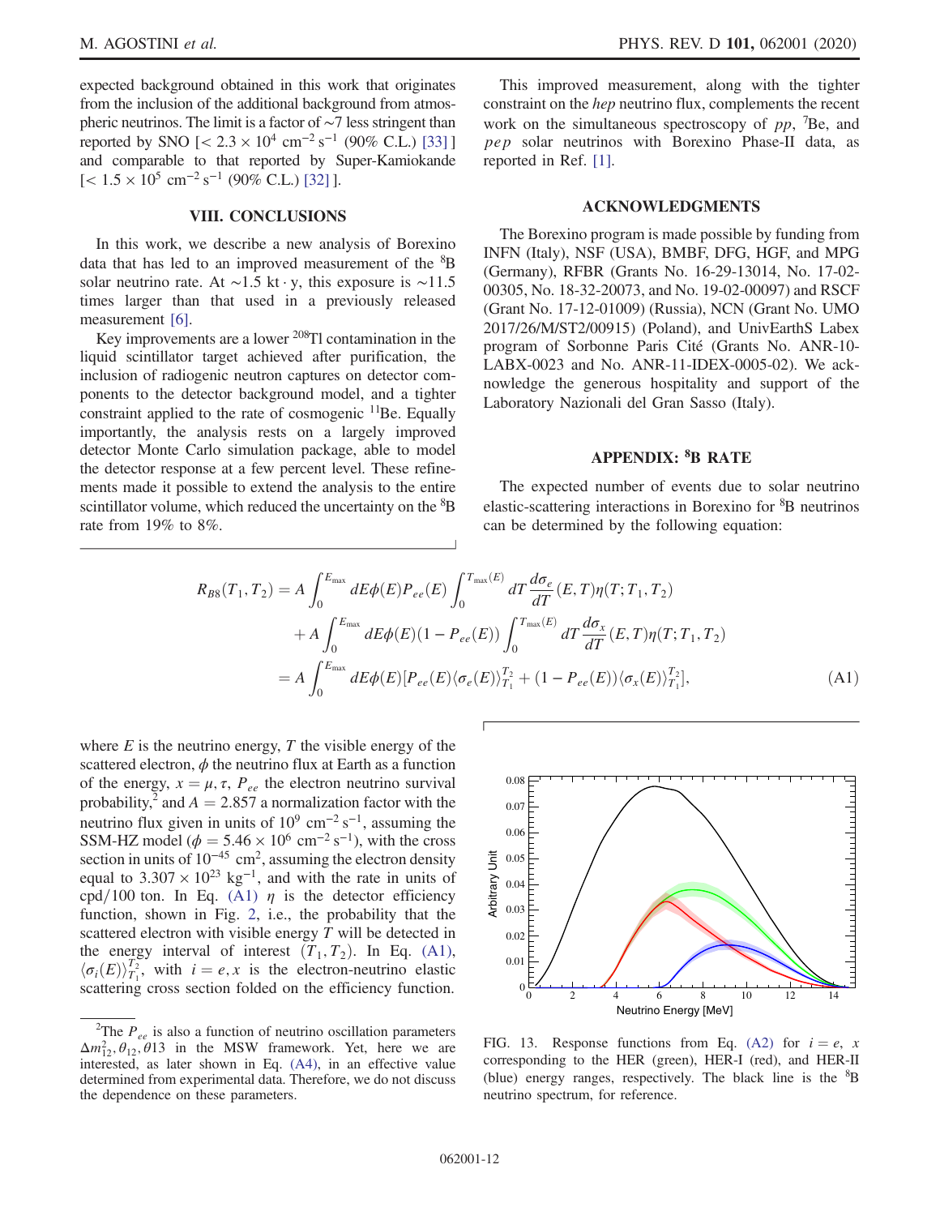expected background obtained in this work that originates from the inclusion of the additional background from atmospheric neutrinos. The limit is a factor of ~7 less stringent than reported by SNO [$< 2.3 \times 10^4$ cm$^{-2}$ s$^{-1}$ (90% C.L.) [33]] and comparable to that reported by Super-Kamiokande [$< 1.5 \times 10^5$ cm$^{-2}$ s$^{-1}$ (90% C.L.) [32]].

## VIII. CONCLUSIONS

In this work, we describe a new analysis of Borexino data that has led to an improved measurement of the $^8$B solar neutrino rate. At ~1.5 kt · y, this exposure is ~11.5 times larger than that used in a previously released measurement [6].

Key improvements are a lower $^{208}$Tl contamination in the liquid scintillator target achieved after purification, the inclusion of radiogenic neutron captures on detector components to the detector background model, and a tighter constraint applied to the rate of cosmogenic $^{11}$Be. Equally importantly, the analysis rests on a largely improved detector Monte Carlo simulation package, able to model the detector response at a few percent level. These refinements made it possible to extend the analysis to the entire scintillator volume, which reduced the uncertainty on the $^8$B rate from 19% to 8%.

This improved measurement, along with the tighter constraint on the *hep* neutrino flux, complements the recent work on the simultaneous spectroscopy of *pp*, $^7$Be, and *pep* solar neutrinos with Borexino Phase-II data, as reported in Ref. [1].

## ACKNOWLEDGMENTS

The Borexino program is made possible by funding from INFN (Italy), NSF (USA), BMBF, DFG, HGF, and MPG (Germany), RFBR (Grants No. 16-29-13014, No. 17-02-00305, No. 18-32-20073, and No. 19-02-00097) and RSCF (Grant No. 17-12-01009) (Russia), NCN (Grant No. UMO 2017/26/M/ST2/00915) (Poland), and UnivEarthS Labex program of Sorbonne Paris Cité (Grants No. ANR-10-LABX-0023 and No. ANR-11-IDEX-0005-02). We acknowledge the generous hospitality and support of the Laboratory Nazionali del Gran Sasso (Italy).

## APPENDIX: $^8$B RATE

The expected number of events due to solar neutrino elastic-scattering interactions in Borexino for $^8$B neutrinos can be determined by the following equation:

$$
\begin{aligned}
R_{B8}(T_1, T_2) &= A \int_0^{E_{\max}} dE \phi(E) P_{ee}(E) \int_0^{T_{\max}(E)} dT \frac{d\sigma_e}{dT}(E, T) \eta(T; T_1, T_2) \\
&\quad + A \int_0^{E_{\max}} dE \phi(E) (1 - P_{ee}(E)) \int_0^{T_{\max}(E)} dT \frac{d\sigma_x}{dT}(E, T) \eta(T; T_1, T_2) \\
&= A \int_0^{E_{\max}} dE \phi(E) [P_{ee}(E) \langle \sigma_e(E) \rangle_{T_1}^{T_2} + (1 - P_{ee}(E)) \langle \sigma_x(E) \rangle_{T_1}^{T_2}], \quad \text{(A1)}
\end{aligned}
$$

where $E$ is the neutrino energy, $T$ the visible energy of the scattered electron, $\phi$ the neutrino flux at Earth as a function of the energy, $x = \mu, \tau$, $P_{ee}$ the electron neutrino survival probability,[2] and $A = 2.857$ a normalization factor with the neutrino flux given in units of $10^9$ cm$^{-2}$ s$^{-1}$, assuming the SSM-HZ model ($\phi = 5.46 \times 10^6$ cm$^{-2}$ s$^{-1}$), with the cross section in units of $10^{-45}$ cm$^2$, assuming the electron density equal to $3.307 \times 10^{23}$ kg$^{-1}$, and with the rate in units of cpd/100 ton. In Eq. (A1) $\eta$ is the detector efficiency function, shown in Fig. 2, i.e., the probability that the scattered electron with visible energy $T$ will be detected in the energy interval of interest $(T_1, T_2)$. In Eq. (A1), $\langle \sigma_i(E) \rangle_{T_1}^{T_2}$, with $i = e, x$ is the electron-neutrino elastic scattering cross section folded on the efficiency function.

[2] The $P_{ee}$ is also a function of neutrino oscillation parameters $\Delta m_{12}^2, \theta_{12}, \theta 13$ in the MSW framework. Yet, here we are interested, as later shown in Eq. (A4), in an effective value determined from experimental data. Therefore, we do not discuss the dependence on these parameters.

FIG. 13. Response functions from Eq. (A2) for $i = e$, $x$ corresponding to the HER (green), HER-I (red), and HER-II (blue) energy ranges, respectively. The black line is the $^8$B neutrino spectrum, for reference.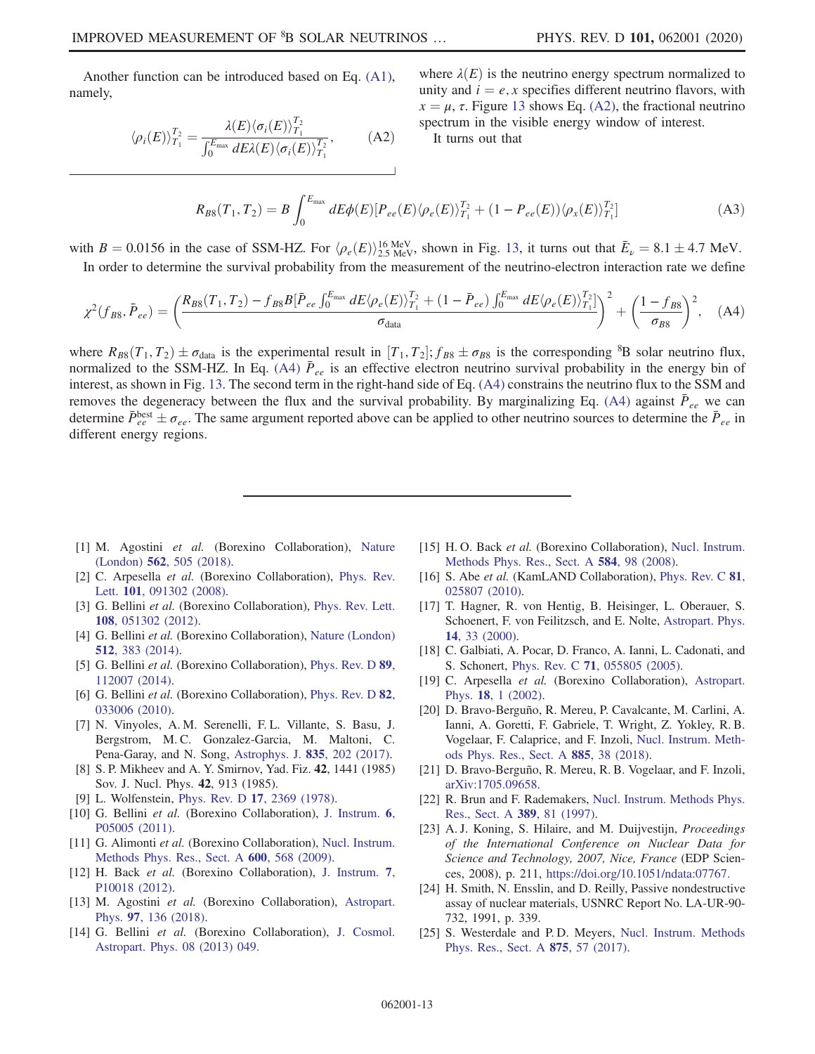Another function can be introduced based on Eq. (A1), namely,

$$\langle \rho_i(E) \rangle_{T_1}^{T_2} = \frac{\lambda(E) \langle \sigma_i(E) \rangle_{T_1}^{T_2}}{\int_0^{E_{\max}} dE \lambda(E) \langle \sigma_i(E) \rangle_{T_1}^{T_2}}, \qquad \text{(A2)}$$

where $\lambda(E)$ is the neutrino energy spectrum normalized to unity and $i = e, x$ specifies different neutrino flavors, with $x = \mu, \tau$. Figure 13 shows Eq. (A2), the fractional neutrino spectrum in the visible energy window of interest.

It turns out that

$$R_{B8}(T_1, T_2) = B \int_0^{E_{\max}} dE \phi(E) [P_{ee}(E) \langle \rho_e(E) \rangle_{T_1}^{T_2} + (1 - P_{ee}(E)) \langle \rho_x(E) \rangle_{T_1}^{T_2}] \qquad \text{(A3)}$$

with $B = 0.0156$ in the case of SSM-HZ. For $\langle \rho_e(E) \rangle_{2.5\,\text{MeV}}^{16\,\text{MeV}}$, shown in Fig. 13, it turns out that $\bar{E}_\nu = 8.1 \pm 4.7$ MeV.

In order to determine the survival probability from the measurement of the neutrino-electron interaction rate we define

$$\chi^2(f_{B8}, \bar{P}_{ee}) = \left( \frac{R_{B8}(T_1, T_2) - f_{B8} B [\bar{P}_{ee} \int_0^{E_{\max}} dE \langle \rho_e(E) \rangle_{T_1}^{T_2} + (1 - \bar{P}_{ee}) \int_0^{E_{\max}} dE \langle \rho_e(E) \rangle_{T_1}^{T_2}]}{\sigma_{\text{data}}} \right)^2 + \left( \frac{1 - f_{B8}}{\sigma_{B8}} \right)^2, \qquad \text{(A4)}$$

where $R_{B8}(T_1, T_2) \pm \sigma_{\text{data}}$ is the experimental result in $[T_1, T_2]$; $f_{B8} \pm \sigma_{B8}$ is the corresponding $^8$B solar neutrino flux, normalized to the SSM-HZ. In Eq. (A4) $\bar{P}_{ee}$ is an effective electron neutrino survival probability in the energy bin of interest, as shown in Fig. 13. The second term in the right-hand side of Eq. (A4) constrains the neutrino flux to the SSM and removes the degeneracy between the flux and the survival probability. By marginalizing Eq. (A4) against $\bar{P}_{ee}$ we can determine $\bar{P}_{ee}^{\text{best}} \pm \sigma_{ee}$. The same argument reported above can be applied to other neutrino sources to determine the $\bar{P}_{ee}$ in different energy regions.

---

[1] M. Agostini *et al.* (Borexino Collaboration), Nature (London) **562**, 505 (2018).
[2] C. Arpesella *et al.* (Borexino Collaboration), Phys. Rev. Lett. **101**, 091302 (2008).
[3] G. Bellini *et al.* (Borexino Collaboration), Phys. Rev. Lett. **108**, 051302 (2012).
[4] G. Bellini *et al.* (Borexino Collaboration), Nature (London) **512**, 383 (2014).
[5] G. Bellini *et al.* (Borexino Collaboration), Phys. Rev. D **89**, 112007 (2014).
[6] G. Bellini *et al.* (Borexino Collaboration), Phys. Rev. D **82**, 033006 (2010).
[7] N. Vinyoles, A. M. Serenelli, F. L. Villante, S. Basu, J. Bergstrom, M. C. Gonzalez-Garcia, M. Maltoni, C. Pena-Garay, and N. Song, Astrophys. J. **835**, 202 (2017).
[8] S. P. Mikheev and A. Y. Smirnov, Yad. Fiz. **42**, 1441 (1985) Sov. J. Nucl. Phys. **42**, 913 (1985).
[9] L. Wolfenstein, Phys. Rev. D **17**, 2369 (1978).
[10] G. Bellini *et al.* (Borexino Collaboration), J. Instrum. **6**, P05005 (2011).
[11] G. Alimonti *et al.* (Borexino Collaboration), Nucl. Instrum. Methods Phys. Res., Sect. A **600**, 568 (2009).
[12] H. Back *et al.* (Borexino Collaboration), J. Instrum. **7**, P10018 (2012).
[13] M. Agostini *et al.* (Borexino Collaboration), Astropart. Phys. **97**, 136 (2018).
[14] G. Bellini *et al.* (Borexino Collaboration), J. Cosmol. Astropart. Phys. 08 (2013) 049.
[15] H. O. Back *et al.* (Borexino Collaboration), Nucl. Instrum. Methods Phys. Res., Sect. A **584**, 98 (2008).
[16] S. Abe *et al.* (KamLAND Collaboration), Phys. Rev. C **81**, 025807 (2010).
[17] T. Hagner, R. von Hentig, B. Heisinger, L. Oberauer, S. Schoenert, F. von Feilitzsch, and E. Nolte, Astropart. Phys. **14**, 33 (2000).
[18] C. Galbiati, A. Pocar, D. Franco, A. Ianni, L. Cadonati, and S. Schonert, Phys. Rev. C **71**, 055805 (2005).
[19] C. Arpesella *et al.* (Borexino Collaboration), Astropart. Phys. **18**, 1 (2002).
[20] D. Bravo-Berguño, R. Mereu, P. Cavalcante, M. Carlini, A. Ianni, A. Goretti, F. Gabriele, T. Wright, Z. Yokley, R. B. Vogelaar, F. Calaprice, and F. Inzoli, Nucl. Instrum. Methods Phys. Res., Sect. A **885**, 38 (2018).
[21] D. Bravo-Berguño, R. Mereu, R. B. Vogelaar, and F. Inzoli, arXiv:1705.09658.
[22] R. Brun and F. Rademakers, Nucl. Instrum. Methods Phys. Res., Sect. A **389**, 81 (1997).
[23] A. J. Koning, S. Hilaire, and M. Duijvestijn, *Proceedings of the International Conference on Nuclear Data for Science and Technology, 2007, Nice, France* (EDP Sciences, 2008), p. 211, https://doi.org/10.1051/ndata:07767.
[24] H. Smith, N. Ensslin, and D. Reilly, Passive nondestructive assay of nuclear materials, USNRC Report No. LA-UR-90-732, 1991, p. 339.
[25] S. Westerdale and P. D. Meyers, Nucl. Instrum. Methods Phys. Res., Sect. A **875**, 57 (2017).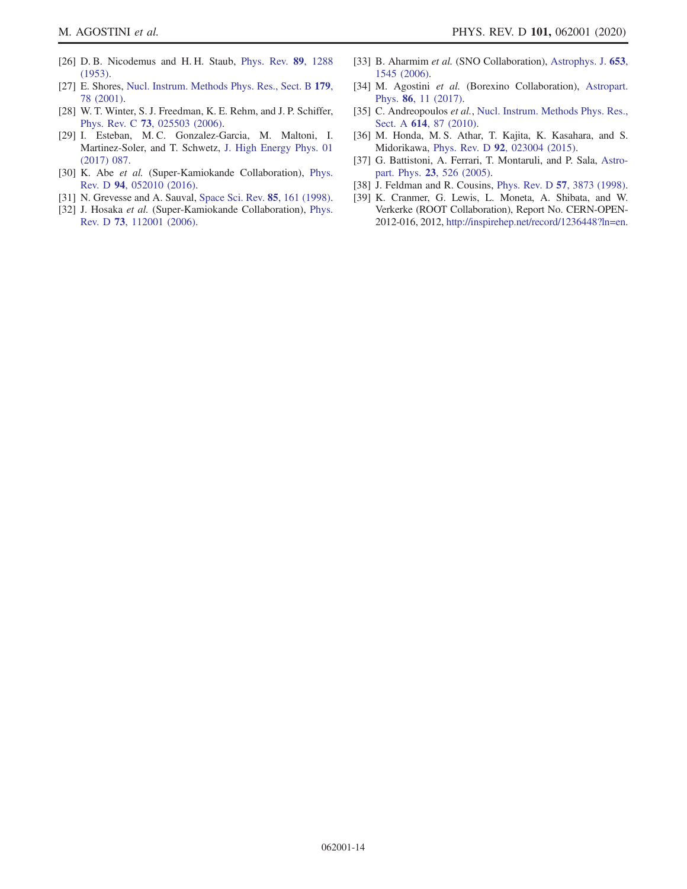[26] D. B. Nicodemus and H. H. Staub, Phys. Rev. **89**, 1288 (1953).

[27] E. Shores, Nucl. Instrum. Methods Phys. Res., Sect. B **179**, 78 (2001).

[28] W. T. Winter, S. J. Freedman, K. E. Rehm, and J. P. Schiffer, Phys. Rev. C **73**, 025503 (2006).

[29] I. Esteban, M. C. Gonzalez-Garcia, M. Maltoni, I. Martinez-Soler, and T. Schwetz, J. High Energy Phys. 01 (2017) 087.

[30] K. Abe *et al.* (Super-Kamiokande Collaboration), Phys. Rev. D **94**, 052010 (2016).

[31] N. Grevesse and A. Sauval, Space Sci. Rev. **85**, 161 (1998).

[32] J. Hosaka *et al.* (Super-Kamiokande Collaboration), Phys. Rev. D **73**, 112001 (2006).

[33] B. Aharmim *et al.* (SNO Collaboration), Astrophys. J. **653**, 1545 (2006).

[34] M. Agostini *et al.* (Borexino Collaboration), Astropart. Phys. **86**, 11 (2017).

[35] C. Andreopoulos *et al.*, Nucl. Instrum. Methods Phys. Res., Sect. A **614**, 87 (2010).

[36] M. Honda, M. S. Athar, T. Kajita, K. Kasahara, and S. Midorikawa, Phys. Rev. D **92**, 023004 (2015).

[37] G. Battistoni, A. Ferrari, T. Montaruli, and P. Sala, Astropart. Phys. **23**, 526 (2005).

[38] J. Feldman and R. Cousins, Phys. Rev. D **57**, 3873 (1998).

[39] K. Cranmer, G. Lewis, L. Moneta, A. Shibata, and W. Verkerke (ROOT Collaboration), Report No. CERN-OPEN-2012-016, 2012, http://inspirehep.net/record/1236448?ln=en.